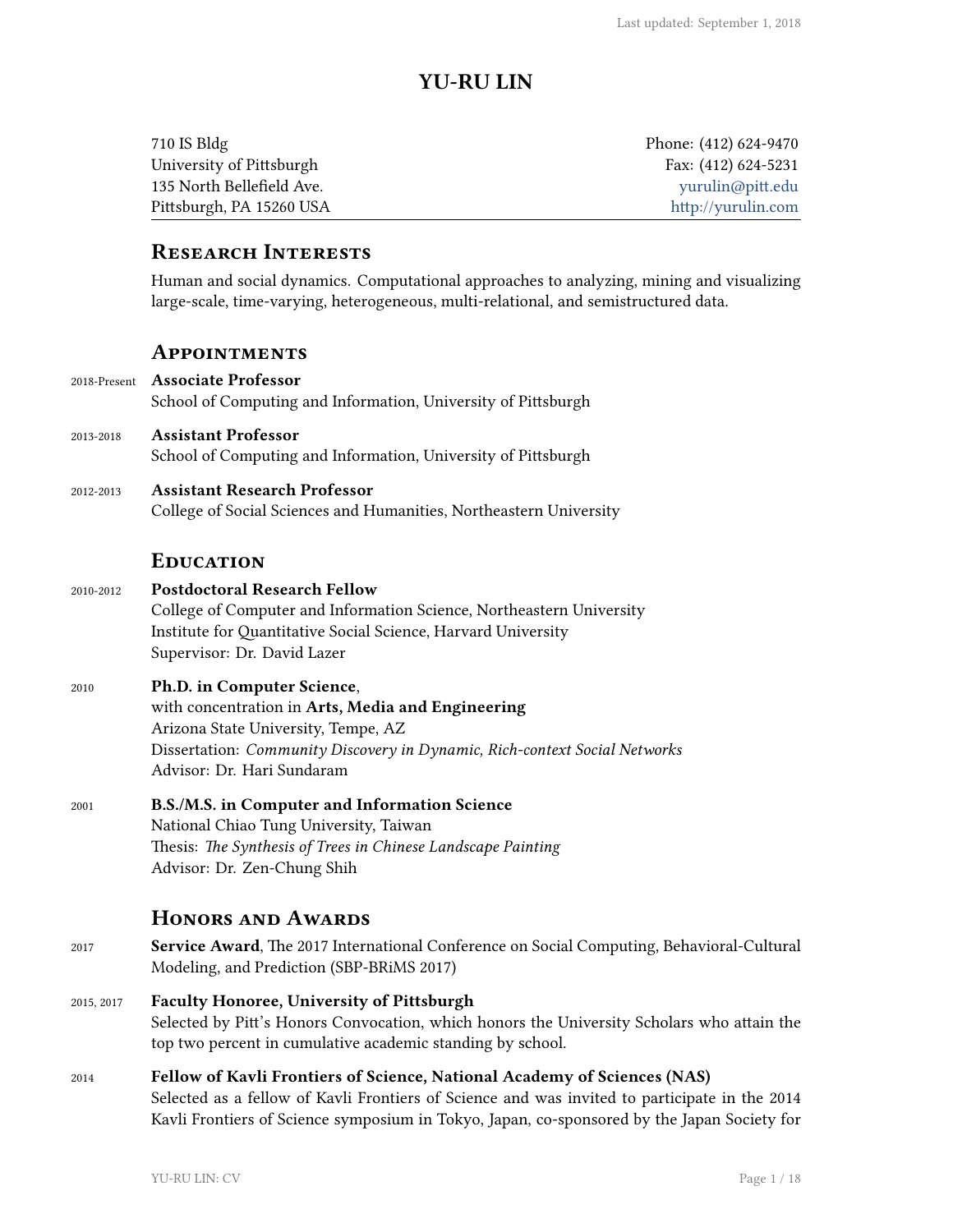Last updated: September 1, 2018

# YU-RU LIN

710 IS Bldg
University of Pittsburgh
135 North Bellefield Ave.
Pittsburgh, PA 15260 USA

Phone: (412) 624-9470
Fax: (412) 624-5231
yurulin@pitt.edu
http://yurulin.com

## Research Interests

Human and social dynamics. Computational approaches to analyzing, mining and visualizing large-scale, time-varying, heterogeneous, multi-relational, and semistructured data.

## Appointments

2018-Present **Associate Professor**
School of Computing and Information, University of Pittsburgh

2013-2018 **Assistant Professor**
School of Computing and Information, University of Pittsburgh

2012-2013 **Assistant Research Professor**
College of Social Sciences and Humanities, Northeastern University

## Education

2010-2012 **Postdoctoral Research Fellow**
College of Computer and Information Science, Northeastern University
Institute for Quantitative Social Science, Harvard University
Supervisor: Dr. David Lazer

2010 **Ph.D. in Computer Science**,
with concentration in **Arts, Media and Engineering**
Arizona State University, Tempe, AZ
Dissertation: *Community Discovery in Dynamic, Rich-context Social Networks*
Advisor: Dr. Hari Sundaram

2001 **B.S./M.S. in Computer and Information Science**
National Chiao Tung University, Taiwan
Thesis: *The Synthesis of Trees in Chinese Landscape Painting*
Advisor: Dr. Zen-Chung Shih

## Honors and Awards

2017 **Service Award**, The 2017 International Conference on Social Computing, Behavioral-Cultural Modeling, and Prediction (SBP-BRiMS 2017)

2015, 2017 **Faculty Honoree, University of Pittsburgh**
Selected by Pitt's Honors Convocation, which honors the University Scholars who attain the top two percent in cumulative academic standing by school.

2014 **Fellow of Kavli Frontiers of Science, National Academy of Sciences (NAS)**
Selected as a fellow of Kavli Frontiers of Science and was invited to participate in the 2014 Kavli Frontiers of Science symposium in Tokyo, Japan, co-sponsored by the Japan Society for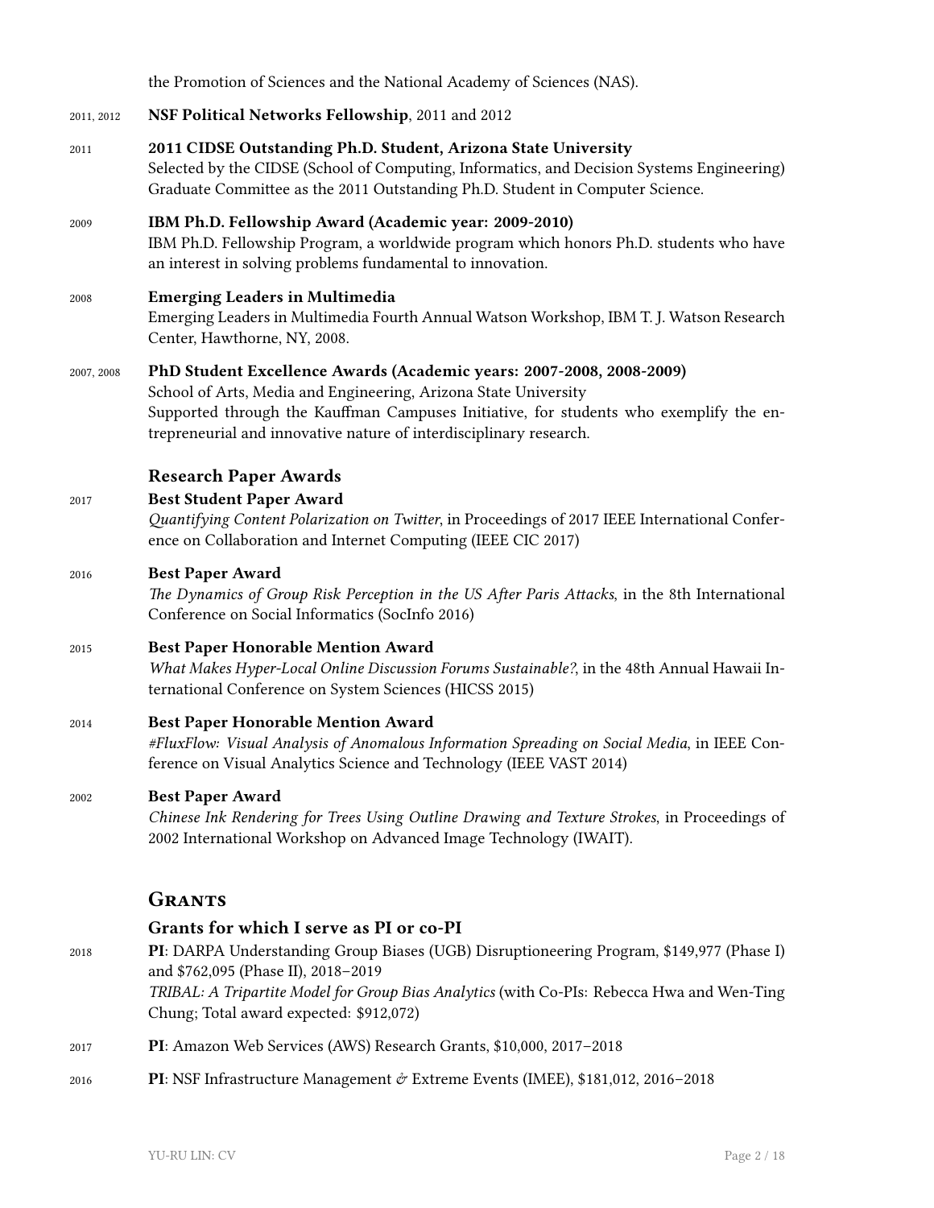the Promotion of Sciences and the National Academy of Sciences (NAS).

2011, 2012 **NSF Political Networks Fellowship**, 2011 and 2012

2011 **2011 CIDSE Outstanding Ph.D. Student, Arizona State University**
Selected by the CIDSE (School of Computing, Informatics, and Decision Systems Engineering) Graduate Committee as the 2011 Outstanding Ph.D. Student in Computer Science.

2009 **IBM Ph.D. Fellowship Award (Academic year: 2009-2010)**
IBM Ph.D. Fellowship Program, a worldwide program which honors Ph.D. students who have an interest in solving problems fundamental to innovation.

2008 **Emerging Leaders in Multimedia**
Emerging Leaders in Multimedia Fourth Annual Watson Workshop, IBM T. J. Watson Research Center, Hawthorne, NY, 2008.

2007, 2008 **PhD Student Excellence Awards (Academic years: 2007-2008, 2008-2009)**
School of Arts, Media and Engineering, Arizona State University
Supported through the Kauffman Campuses Initiative, for students who exemplify the entrepreneurial and innovative nature of interdisciplinary research.

### Research Paper Awards

2017 **Best Student Paper Award**
*Quantifying Content Polarization on Twitter*, in Proceedings of 2017 IEEE International Conference on Collaboration and Internet Computing (IEEE CIC 2017)

2016 **Best Paper Award**
*The Dynamics of Group Risk Perception in the US After Paris Attacks*, in the 8th International Conference on Social Informatics (SocInfo 2016)

2015 **Best Paper Honorable Mention Award**
*What Makes Hyper-Local Online Discussion Forums Sustainable?*, in the 48th Annual Hawaii International Conference on System Sciences (HICSS 2015)

2014 **Best Paper Honorable Mention Award**
*#FluxFlow: Visual Analysis of Anomalous Information Spreading on Social Media*, in IEEE Conference on Visual Analytics Science and Technology (IEEE VAST 2014)

2002 **Best Paper Award**
*Chinese Ink Rendering for Trees Using Outline Drawing and Texture Strokes*, in Proceedings of 2002 International Workshop on Advanced Image Technology (IWAIT).

## Grants

### Grants for which I serve as PI or co-PI

2018 **PI**: DARPA Understanding Group Biases (UGB) Disruptioneering Program, $149,977 (Phase I) and $762,095 (Phase II), 2018–2019
*TRIBAL: A Tripartite Model for Group Bias Analytics* (with Co-PIs: Rebecca Hwa and Wen-Ting Chung; Total award expected: $912,072)

2017 **PI**: Amazon Web Services (AWS) Research Grants, $10,000, 2017–2018

2016 **PI**: NSF Infrastructure Management *&* Extreme Events (IMEE), $181,012, 2016–2018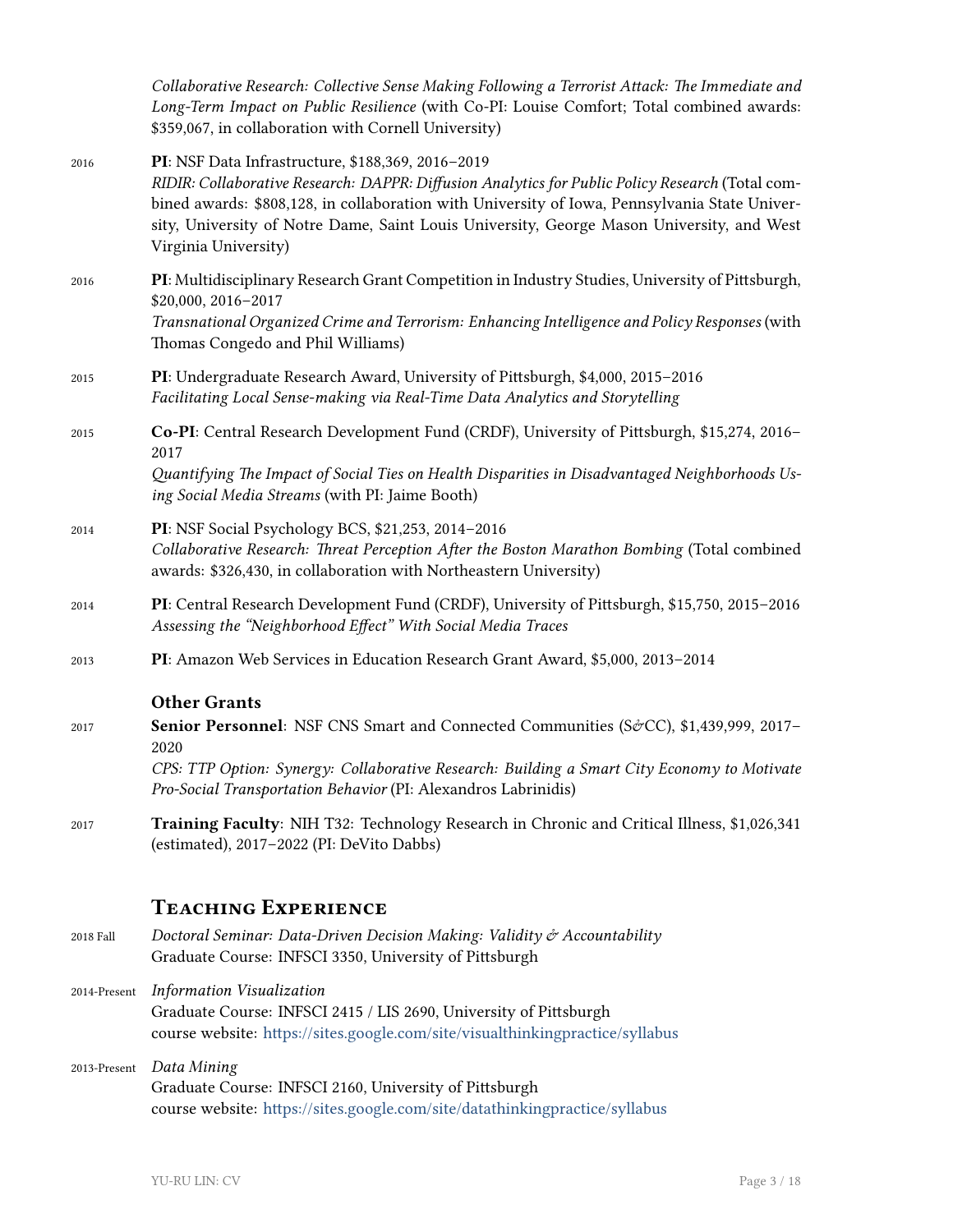*Collaborative Research: Collective Sense Making Following a Terrorist Attack: The Immediate and Long-Term Impact on Public Resilience* (with Co-PI: Louise Comfort; Total combined awards: $359,067, in collaboration with Cornell University)

2016 **PI**: NSF Data Infrastructure, $188,369, 2016–2019
*RIDIR: Collaborative Research: DAPPR: Diffusion Analytics for Public Policy Research* (Total combined awards: $808,128, in collaboration with University of Iowa, Pennsylvania State University, University of Notre Dame, Saint Louis University, George Mason University, and West Virginia University)

2016 **PI**: Multidisciplinary Research Grant Competition in Industry Studies, University of Pittsburgh, $20,000, 2016–2017
*Transnational Organized Crime and Terrorism: Enhancing Intelligence and Policy Responses* (with Thomas Congedo and Phil Williams)

2015 **PI**: Undergraduate Research Award, University of Pittsburgh, $4,000, 2015–2016
*Facilitating Local Sense-making via Real-Time Data Analytics and Storytelling*

2015 **Co-PI**: Central Research Development Fund (CRDF), University of Pittsburgh, $15,274, 2016–2017
*Quantifying The Impact of Social Ties on Health Disparities in Disadvantaged Neighborhoods Using Social Media Streams* (with PI: Jaime Booth)

2014 **PI**: NSF Social Psychology BCS, $21,253, 2014–2016
*Collaborative Research: Threat Perception After the Boston Marathon Bombing* (Total combined awards: $326,430, in collaboration with Northeastern University)

2014 **PI**: Central Research Development Fund (CRDF), University of Pittsburgh, $15,750, 2015–2016
*Assessing the "Neighborhood Effect" With Social Media Traces*

2013 **PI**: Amazon Web Services in Education Research Grant Award, $5,000, 2013–2014

### Other Grants

2017 **Senior Personnel**: NSF CNS Smart and Connected Communities (S&CC), $1,439,999, 2017–2020
*CPS: TTP Option: Synergy: Collaborative Research: Building a Smart City Economy to Motivate Pro-Social Transportation Behavior* (PI: Alexandros Labrinidis)

2017 **Training Faculty**: NIH T32: Technology Research in Chronic and Critical Illness, $1,026,341 (estimated), 2017–2022 (PI: DeVito Dabbs)

## Teaching Experience

2018 Fall *Doctoral Seminar: Data-Driven Decision Making: Validity & Accountability*
Graduate Course: INFSCI 3350, University of Pittsburgh

2014-Present *Information Visualization*
Graduate Course: INFSCI 2415 / LIS 2690, University of Pittsburgh
course website: https://sites.google.com/site/visualthinkingpractice/syllabus

2013-Present *Data Mining*
Graduate Course: INFSCI 2160, University of Pittsburgh
course website: https://sites.google.com/site/datathinkingpractice/syllabus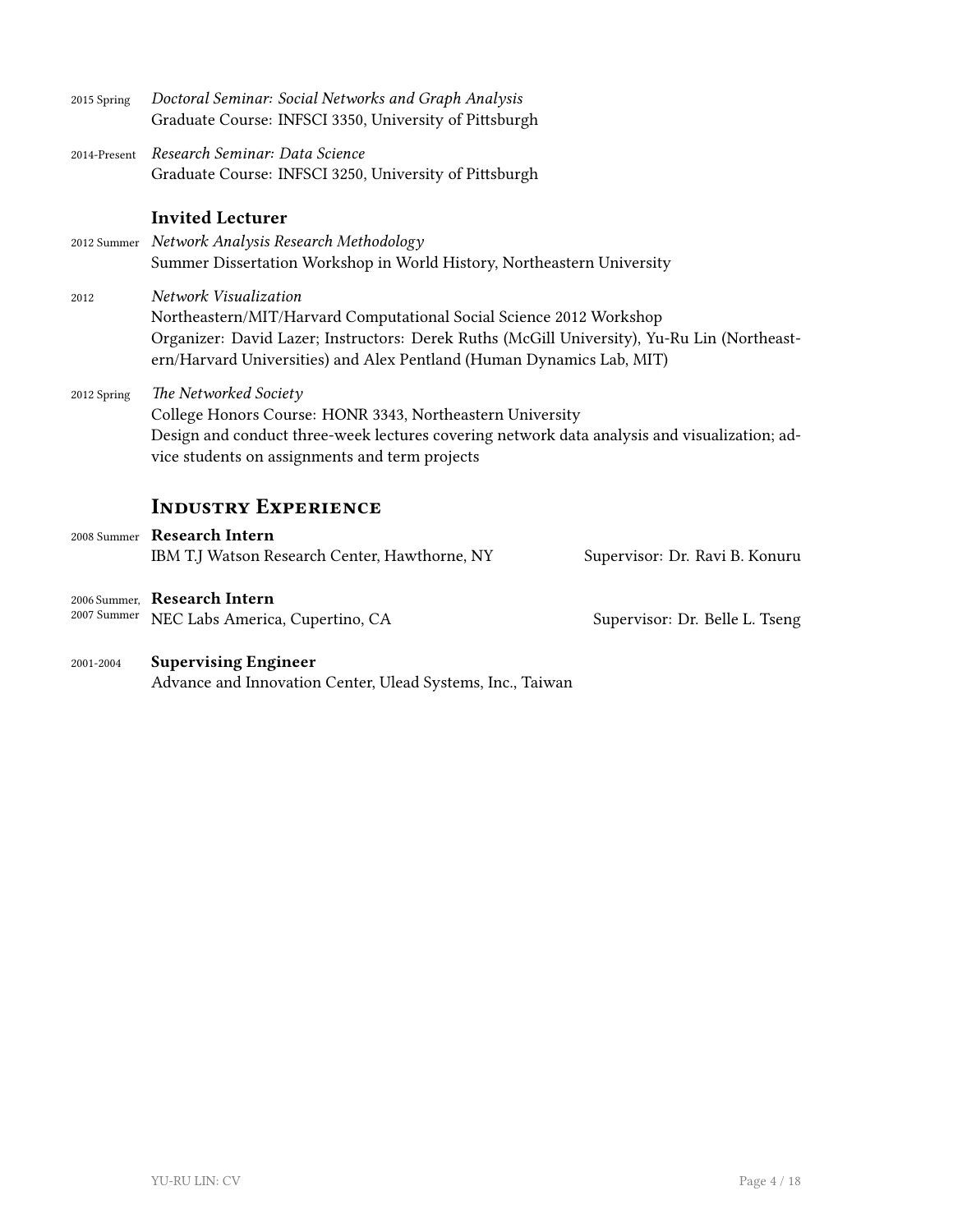2015 Spring *Doctoral Seminar: Social Networks and Graph Analysis*
Graduate Course: INFSCI 3350, University of Pittsburgh

2014-Present *Research Seminar: Data Science*
Graduate Course: INFSCI 3250, University of Pittsburgh

### Invited Lecturer

2012 Summer *Network Analysis Research Methodology*
Summer Dissertation Workshop in World History, Northeastern University

2012 *Network Visualization*
Northeastern/MIT/Harvard Computational Social Science 2012 Workshop
Organizer: David Lazer; Instructors: Derek Ruths (McGill University), Yu-Ru Lin (Northeastern/Harvard Universities) and Alex Pentland (Human Dynamics Lab, MIT)

2012 Spring *The Networked Society*
College Honors Course: HONR 3343, Northeastern University
Design and conduct three-week lectures covering network data analysis and visualization; advice students on assignments and term projects

## Industry Experience

2008 Summer **Research Intern**
IBM T.J Watson Research Center, Hawthorne, NY — Supervisor: Dr. Ravi B. Konuru

2006 Summer, 2007 Summer **Research Intern**
NEC Labs America, Cupertino, CA — Supervisor: Dr. Belle L. Tseng

2001-2004 **Supervising Engineer**
Advance and Innovation Center, Ulead Systems, Inc., Taiwan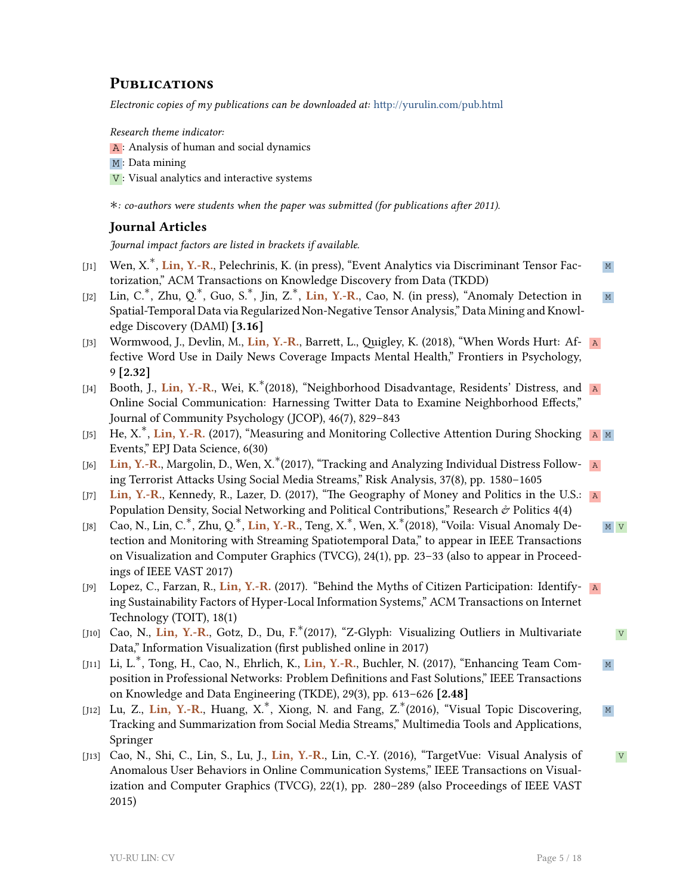## Publications

*Electronic copies of my publications can be downloaded at:* http://yurulin.com/pub.html

*Research theme indicator:*

A: Analysis of human and social dynamics

M: Data mining

V: Visual analytics and interactive systems

∗*: co-authors were students when the paper was submitted (for publications after 2011).*

### Journal Articles

*Journal impact factors are listed in brackets if available.*

- [J1] Wen, X.*, **Lin, Y.-R.**, Pelechrinis, K. (in press), "Event Analytics via Discriminant Tensor Factorization," ACM Transactions on Knowledge Discovery from Data (TKDD) M
- [J2] Lin, C.*, Zhu, Q.*, Guo, S.*, Jin, Z.*, **Lin, Y.-R.**, Cao, N. (in press), "Anomaly Detection in Spatial-Temporal Data via Regularized Non-Negative Tensor Analysis," Data Mining and Knowledge Discovery (DAMI) **[3.16]** M
- [J3] Wormwood, J., Devlin, M., **Lin, Y.-R.**, Barrett, L., Quigley, K. (2018), "When Words Hurt: Affective Word Use in Daily News Coverage Impacts Mental Health," Frontiers in Psychology, 9 **[2.32]** A
- [J4] Booth, J., **Lin, Y.-R.**, Wei, K.*(2018), "Neighborhood Disadvantage, Residents' Distress, and Online Social Communication: Harnessing Twitter Data to Examine Neighborhood Effects," Journal of Community Psychology (JCOP), 46(7), 829–843 A
- [J5] He, X.*, **Lin, Y.-R.** (2017), "Measuring and Monitoring Collective Attention During Shocking Events," EPJ Data Science, 6(30) A M
- [J6] **Lin, Y.-R.**, Margolin, D., Wen, X.*(2017), "Tracking and Analyzing Individual Distress Following Terrorist Attacks Using Social Media Streams," Risk Analysis, 37(8), pp. 1580–1605 A
- [J7] **Lin, Y.-R.**, Kennedy, R., Lazer, D. (2017), "The Geography of Money and Politics in the U.S.: Population Density, Social Networking and Political Contributions," Research & Politics 4(4) A
- [J8] Cao, N., Lin, C.*, Zhu, Q.*, **Lin, Y.-R.**, Teng, X.*, Wen, X.*(2018), "Voila: Visual Anomaly Detection and Monitoring with Streaming Spatiotemporal Data," to appear in IEEE Transactions on Visualization and Computer Graphics (TVCG), 24(1), pp. 23–33 (also to appear in Proceedings of IEEE VAST 2017) M V
- [J9] Lopez, C., Farzan, R., **Lin, Y.-R.** (2017). "Behind the Myths of Citizen Participation: Identifying Sustainability Factors of Hyper-Local Information Systems," ACM Transactions on Internet Technology (TOIT), 18(1) A
- [J10] Cao, N., **Lin, Y.-R.**, Gotz, D., Du, F.*(2017), "Z-Glyph: Visualizing Outliers in Multivariate Data," Information Visualization (first published online in 2017) V
- [J11] Li, L.*, Tong, H., Cao, N., Ehrlich, K., **Lin, Y.-R.**, Buchler, N. (2017), "Enhancing Team Composition in Professional Networks: Problem Definitions and Fast Solutions," IEEE Transactions on Knowledge and Data Engineering (TKDE), 29(3), pp. 613–626 **[2.48]** M
- [J12] Lu, Z., **Lin, Y.-R.**, Huang, X.*, Xiong, N. and Fang, Z.*(2016), "Visual Topic Discovering, Tracking and Summarization from Social Media Streams," Multimedia Tools and Applications, Springer M
- [J13] Cao, N., Shi, C., Lin, S., Lu, J., **Lin, Y.-R.**, Lin, C.-Y. (2016), "TargetVue: Visual Analysis of Anomalous User Behaviors in Online Communication Systems," IEEE Transactions on Visualization and Computer Graphics (TVCG), 22(1), pp. 280–289 (also Proceedings of IEEE VAST 2015) V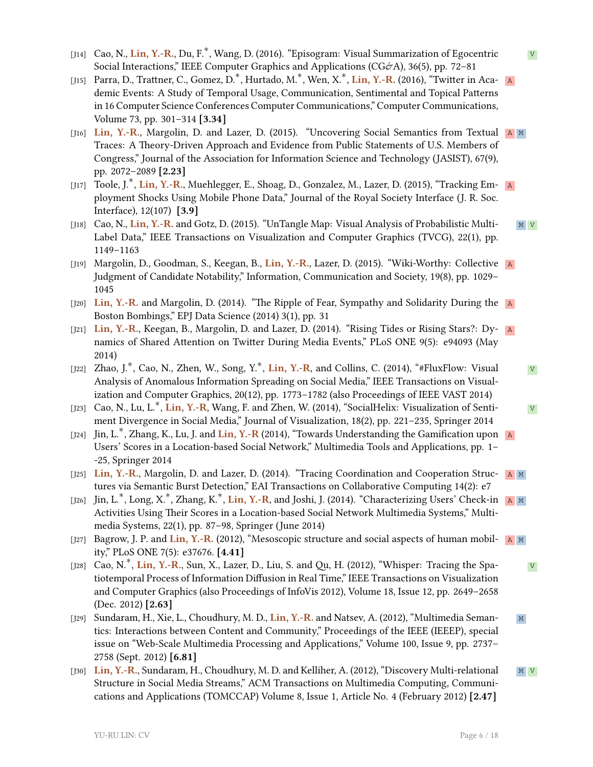- [J14] Cao, N., **Lin, Y.-R.**, Du, F.*, Wang, D. (2016). "Episogram: Visual Summarization of Egocentric Social Interactions," IEEE Computer Graphics and Applications (CG&A), 36(5), pp. 72–81 `V`
- [J15] Parra, D., Trattner, C., Gomez, D.*, Hurtado, M.*, Wen, X.*, **Lin, Y.-R.** (2016), "Twitter in Academic Events: A Study of Temporal Usage, Communication, Sentimental and Topical Patterns in 16 Computer Science Conferences Computer Communications," Computer Communications, Volume 73, pp. 301–314 **[3.34]** `A`
- [J16] **Lin, Y.-R.**, Margolin, D. and Lazer, D. (2015). "Uncovering Social Semantics from Textual Traces: A Theory-Driven Approach and Evidence from Public Statements of U.S. Members of Congress," Journal of the Association for Information Science and Technology (JASIST), 67(9), pp. 2072–2089 **[2.23]** `A` `M`
- [J17] Toole, J.*, **Lin, Y.-R.**, Muehlegger, E., Shoag, D., Gonzalez, M., Lazer, D. (2015), "Tracking Employment Shocks Using Mobile Phone Data," Journal of the Royal Society Interface (J. R. Soc. Interface), 12(107) **[3.9]** `A`
- [J18] Cao, N., **Lin, Y.-R.** and Gotz, D. (2015). "UnTangle Map: Visual Analysis of Probabilistic Multi-Label Data," IEEE Transactions on Visualization and Computer Graphics (TVCG), 22(1), pp. 1149–1163 `M` `V`
- [J19] Margolin, D., Goodman, S., Keegan, B., **Lin, Y.-R.**, Lazer, D. (2015). "Wiki-Worthy: Collective Judgment of Candidate Notability," Information, Communication and Society, 19(8), pp. 1029–1045 `A`
- [J20] **Lin, Y.-R.** and Margolin, D. (2014). "The Ripple of Fear, Sympathy and Solidarity During the Boston Bombings," EPJ Data Science (2014) 3(1), pp. 31 `A`
- [J21] **Lin, Y.-R.**, Keegan, B., Margolin, D. and Lazer, D. (2014). "Rising Tides or Rising Stars?: Dynamics of Shared Attention on Twitter During Media Events," PLoS ONE 9(5): e94093 (May 2014) `A`
- [J22] Zhao, J.*, Cao, N., Zhen, W., Song, Y.*, **Lin, Y.-R**, and Collins, C. (2014), "#FluxFlow: Visual Analysis of Anomalous Information Spreading on Social Media," IEEE Transactions on Visualization and Computer Graphics, 20(12), pp. 1773–1782 (also Proceedings of IEEE VAST 2014) `V`
- [J23] Cao, N., Lu, L.*, **Lin, Y.-R**, Wang, F. and Zhen, W. (2014), "SocialHelix: Visualization of Sentiment Divergence in Social Media," Journal of Visualization, 18(2), pp. 221–235, Springer 2014 `V`
- [J24] Jin, L.*, Zhang, K., Lu, J. and **Lin, Y.-R** (2014), "Towards Understanding the Gamification upon Users' Scores in a Location-based Social Network," Multimedia Tools and Applications, pp. 1–-25, Springer 2014 `A`
- [J25] **Lin, Y.-R.**, Margolin, D. and Lazer, D. (2014). "Tracing Coordination and Cooperation Structures via Semantic Burst Detection," EAI Transactions on Collaborative Computing 14(2): e7 `A` `M`
- [J26] Jin, L.*, Long, X.*, Zhang, K.*, **Lin, Y.-R**, and Joshi, J. (2014). "Characterizing Users' Check-in Activities Using Their Scores in a Location-based Social Network Multimedia Systems," Multimedia Systems, 22(1), pp. 87–98, Springer (June 2014) `A` `M`
- [J27] Bagrow, J. P. and **Lin, Y.-R.** (2012), "Mesoscopic structure and social aspects of human mobility," PLoS ONE 7(5): e37676. **[4.41]** `A` `M`
- [J28] Cao, N.*, **Lin, Y.-R.**, Sun, X., Lazer, D., Liu, S. and Qu, H. (2012), "Whisper: Tracing the Spatiotemporal Process of Information Diffusion in Real Time," IEEE Transactions on Visualization and Computer Graphics (also Proceedings of InfoVis 2012), Volume 18, Issue 12, pp. 2649–2658 (Dec. 2012) **[2.63]** `V`
- [J29] Sundaram, H., Xie, L., Choudhury, M. D., **Lin, Y.-R.** and Natsev, A. (2012), "Multimedia Semantics: Interactions between Content and Community," Proceedings of the IEEE (IEEEP), special issue on "Web-Scale Multimedia Processing and Applications," Volume 100, Issue 9, pp. 2737–2758 (Sept. 2012) **[6.81]** `M`
- [J30] **Lin, Y.-R.**, Sundaram, H., Choudhury, M. D. and Kelliher, A. (2012), "Discovery Multi-relational Structure in Social Media Streams," ACM Transactions on Multimedia Computing, Communications and Applications (TOMCCAP) Volume 8, Issue 1, Article No. 4 (February 2012) **[2.47]** `M` `V`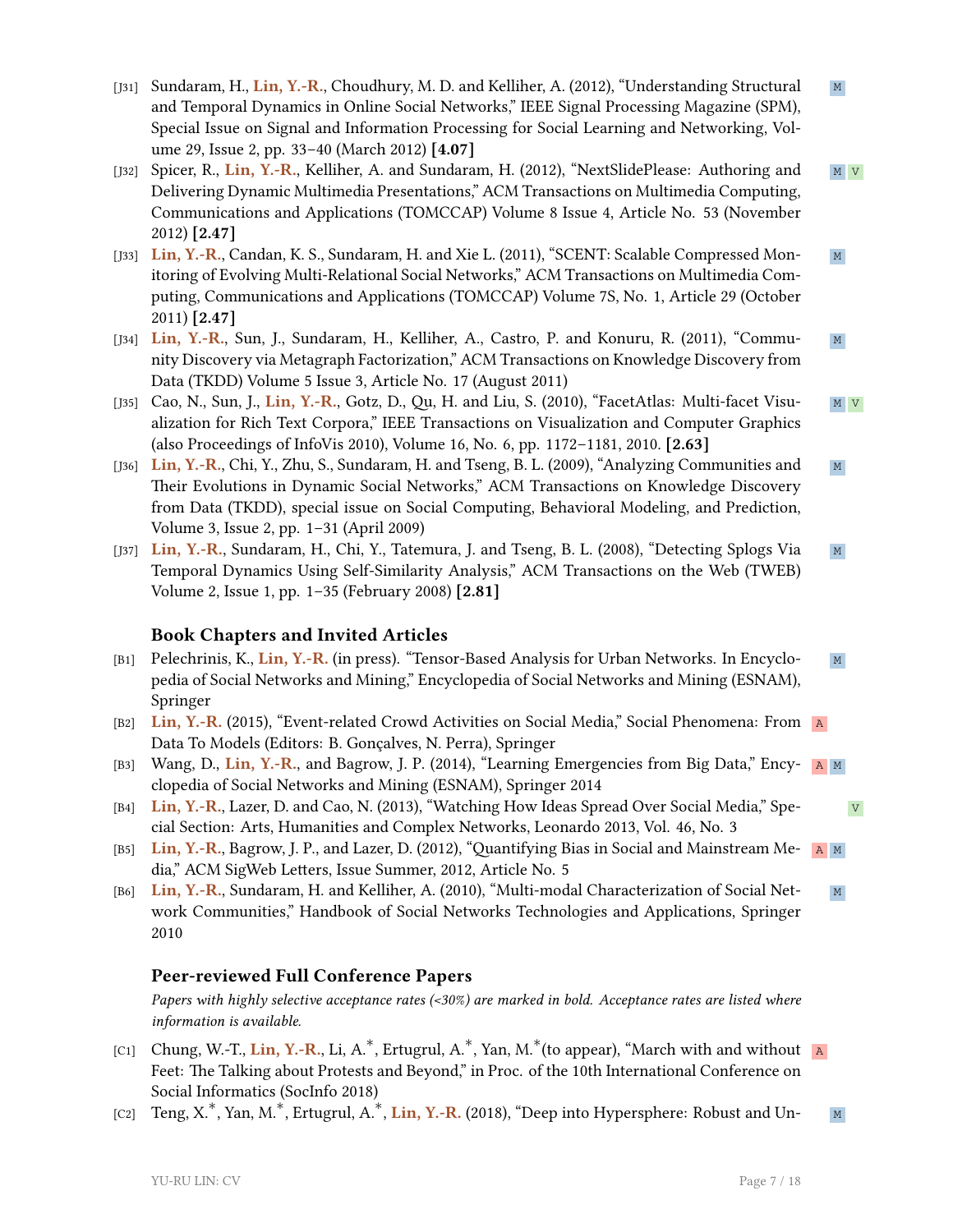[J31] Sundaram, H., **Lin, Y.-R.**, Choudhury, M. D. and Kelliher, A. (2012), "Understanding Structural and Temporal Dynamics in Online Social Networks," IEEE Signal Processing Magazine (SPM), Special Issue on Signal and Information Processing for Social Learning and Networking, Volume 29, Issue 2, pp. 33–40 (March 2012) **[4.07]** M

[J32] Spicer, R., **Lin, Y.-R.**, Kelliher, A. and Sundaram, H. (2012), "NextSlidePlease: Authoring and Delivering Dynamic Multimedia Presentations," ACM Transactions on Multimedia Computing, Communications and Applications (TOMCCAP) Volume 8 Issue 4, Article No. 53 (November 2012) **[2.47]** M V

[J33] **Lin, Y.-R.**, Candan, K. S., Sundaram, H. and Xie L. (2011), "SCENT: Scalable Compressed Monitoring of Evolving Multi-Relational Social Networks," ACM Transactions on Multimedia Computing, Communications and Applications (TOMCCAP) Volume 7S, No. 1, Article 29 (October 2011) **[2.47]** M

[J34] **Lin, Y.-R.**, Sun, J., Sundaram, H., Kelliher, A., Castro, P. and Konuru, R. (2011), "Community Discovery via Metagraph Factorization," ACM Transactions on Knowledge Discovery from Data (TKDD) Volume 5 Issue 3, Article No. 17 (August 2011) M

[J35] Cao, N., Sun, J., **Lin, Y.-R.**, Gotz, D., Qu, H. and Liu, S. (2010), "FacetAtlas: Multi-facet Visualization for Rich Text Corpora," IEEE Transactions on Visualization and Computer Graphics (also Proceedings of InfoVis 2010), Volume 16, No. 6, pp. 1172–1181, 2010. **[2.63]** M V

[J36] **Lin, Y.-R.**, Chi, Y., Zhu, S., Sundaram, H. and Tseng, B. L. (2009), "Analyzing Communities and Their Evolutions in Dynamic Social Networks," ACM Transactions on Knowledge Discovery from Data (TKDD), special issue on Social Computing, Behavioral Modeling, and Prediction, Volume 3, Issue 2, pp. 1–31 (April 2009) M

[J37] **Lin, Y.-R.**, Sundaram, H., Chi, Y., Tatemura, J. and Tseng, B. L. (2008), "Detecting Splogs Via Temporal Dynamics Using Self-Similarity Analysis," ACM Transactions on the Web (TWEB) Volume 2, Issue 1, pp. 1–35 (February 2008) **[2.81]** M

## Book Chapters and Invited Articles

[B1] Pelechrinis, K., **Lin, Y.-R.** (in press). "Tensor-Based Analysis for Urban Networks. In Encyclopedia of Social Networks and Mining," Encyclopedia of Social Networks and Mining (ESNAM), Springer M

[B2] **Lin, Y.-R.** (2015), "Event-related Crowd Activities on Social Media," Social Phenomena: From Data To Models (Editors: B. Gonçalves, N. Perra), Springer A

[B3] Wang, D., **Lin, Y.-R.**, and Bagrow, J. P. (2014), "Learning Emergencies from Big Data," Encyclopedia of Social Networks and Mining (ESNAM), Springer 2014 A M

[B4] **Lin, Y.-R.**, Lazer, D. and Cao, N. (2013), "Watching How Ideas Spread Over Social Media," Special Section: Arts, Humanities and Complex Networks, Leonardo 2013, Vol. 46, No. 3 V

[B5] **Lin, Y.-R.**, Bagrow, J. P., and Lazer, D. (2012), "Quantifying Bias in Social and Mainstream Media," ACM SigWeb Letters, Issue Summer, 2012, Article No. 5 A M

[B6] **Lin, Y.-R.**, Sundaram, H. and Kelliher, A. (2010), "Multi-modal Characterization of Social Network Communities," Handbook of Social Networks Technologies and Applications, Springer 2010 M

## Peer-reviewed Full Conference Papers

*Papers with highly selective acceptance rates (<30%) are marked in bold. Acceptance rates are listed where information is available.*

[C1] Chung, W.-T., **Lin, Y.-R.**, Li, A.*, Ertugrul, A.*, Yan, M.*(to appear), "March with and without Feet: The Talking about Protests and Beyond," in Proc. of the 10th International Conference on Social Informatics (SocInfo 2018) A

[C2] Teng, X.*, Yan, M.*, Ertugrul, A.*, **Lin, Y.-R.** (2018), "Deep into Hypersphere: Robust and Un- M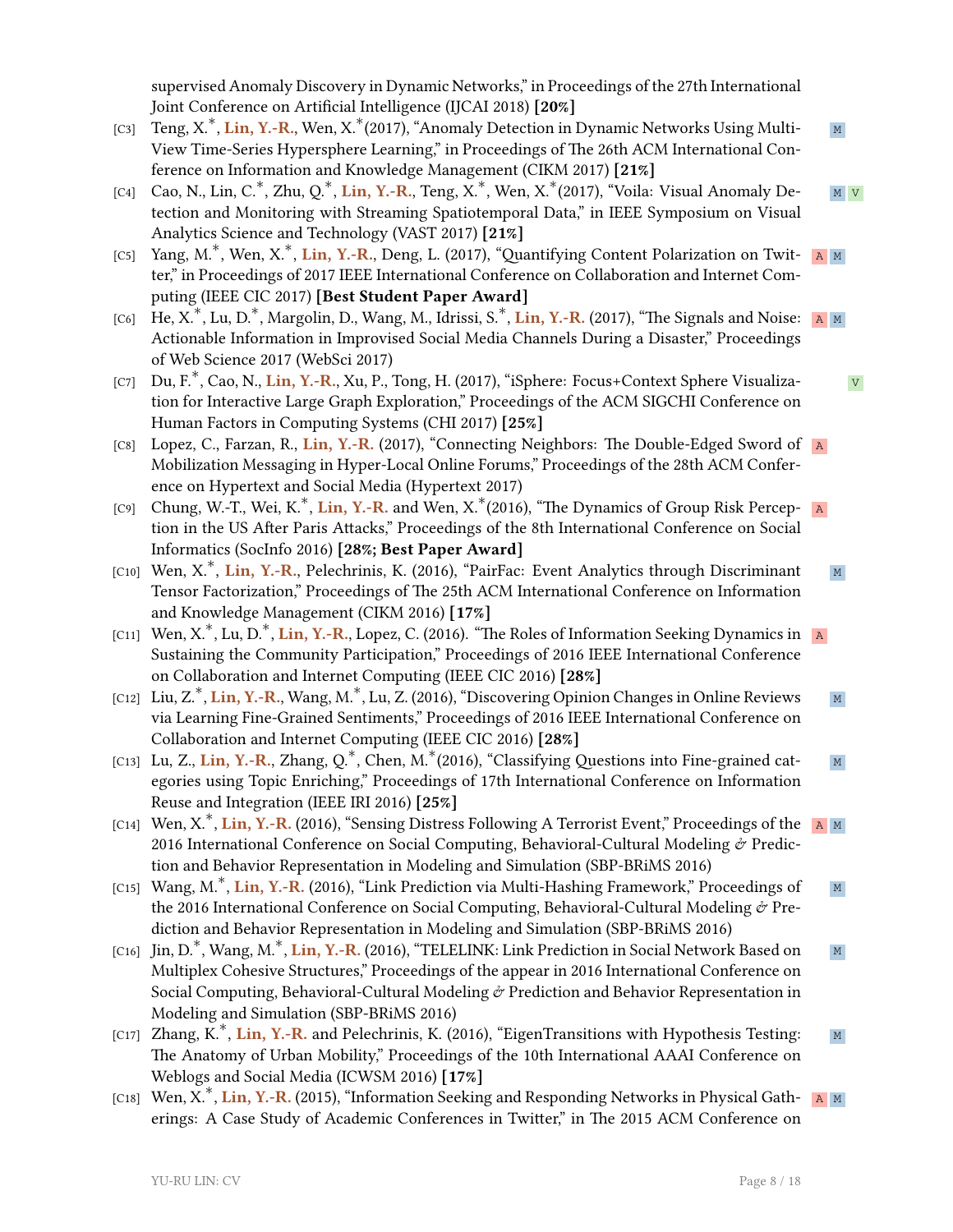supervised Anomaly Discovery in Dynamic Networks," in Proceedings of the 27th International Joint Conference on Artificial Intelligence (IJCAI 2018) **[20%]**

[C3] Teng, X.*, **Lin, Y.-R.**, Wen, X.*(2017), "Anomaly Detection in Dynamic Networks Using Multi-View Time-Series Hypersphere Learning," in Proceedings of The 26th ACM International Conference on Information and Knowledge Management (CIKM 2017) **[21%]** M

[C4] Cao, N., Lin, C.*, Zhu, Q.*, **Lin, Y.-R.**, Teng, X.*, Wen, X.*(2017), "Voila: Visual Anomaly Detection and Monitoring with Streaming Spatiotemporal Data," in IEEE Symposium on Visual Analytics Science and Technology (VAST 2017) **[21%]** M V

[C5] Yang, M.*, Wen, X.*, **Lin, Y.-R.**, Deng, L. (2017), "Quantifying Content Polarization on Twitter," in Proceedings of 2017 IEEE International Conference on Collaboration and Internet Computing (IEEE CIC 2017) **[Best Student Paper Award]** A M

[C6] He, X.*, Lu, D.*, Margolin, D., Wang, M., Idrissi, S.*, **Lin, Y.-R.** (2017), "The Signals and Noise: Actionable Information in Improved Social Media Channels During a Disaster," Proceedings of Web Science 2017 (WebSci 2017) A M

[C7] Du, F.*, Cao, N., **Lin, Y.-R.**, Xu, P., Tong, H. (2017), "iSphere: Focus+Context Sphere Visualization for Interactive Large Graph Exploration," Proceedings of the ACM SIGCHI Conference on Human Factors in Computing Systems (CHI 2017) **[25%]** V

[C8] Lopez, C., Farzan, R., **Lin, Y.-R.** (2017), "Connecting Neighbors: The Double-Edged Sword of Mobilization Messaging in Hyper-Local Online Forums," Proceedings of the 28th ACM Conference on Hypertext and Social Media (Hypertext 2017) A

[C9] Chung, W.-T., Wei, K.*, **Lin, Y.-R.** and Wen, X.*(2016), "The Dynamics of Group Risk Perception in the US After Paris Attacks," Proceedings of the 8th International Conference on Social Informatics (SocInfo 2016) **[28%; Best Paper Award]** A

[C10] Wen, X.*, **Lin, Y.-R.**, Pelechrinis, K. (2016), "PairFac: Event Analytics through Discriminant Tensor Factorization," Proceedings of The 25th ACM International Conference on Information and Knowledge Management (CIKM 2016) **[17%]** M

[C11] Wen, X.*, Lu, D.*, **Lin, Y.-R.**, Lopez, C. (2016). "The Roles of Information Seeking Dynamics in Sustaining the Community Participation," Proceedings of 2016 IEEE International Conference on Collaboration and Internet Computing (IEEE CIC 2016) **[28%]** A

[C12] Liu, Z.*, **Lin, Y.-R.**, Wang, M.*, Lu, Z. (2016), "Discovering Opinion Changes in Online Reviews via Learning Fine-Grained Sentiments," Proceedings of 2016 IEEE International Conference on Collaboration and Internet Computing (IEEE CIC 2016) **[28%]** M

[C13] Lu, Z., **Lin, Y.-R.**, Zhang, Q.*, Chen, M.*(2016), "Classifying Questions into Fine-grained categories using Topic Enriching," Proceedings of 17th International Conference on Information Reuse and Integration (IEEE IRI 2016) **[25%]** M

[C14] Wen, X.*, **Lin, Y.-R.** (2016), "Sensing Distress Following A Terrorist Event," Proceedings of the 2016 International Conference on Social Computing, Behavioral-Cultural Modeling & Prediction and Behavior Representation in Modeling and Simulation (SBP-BRiMS 2016) A M

[C15] Wang, M.*, **Lin, Y.-R.** (2016), "Link Prediction via Multi-Hashing Framework," Proceedings of the 2016 International Conference on Social Computing, Behavioral-Cultural Modeling & Prediction and Behavior Representation in Modeling and Simulation (SBP-BRiMS 2016) M

[C16] Jin, D.*, Wang, M.*, **Lin, Y.-R.** (2016), "TELELINK: Link Prediction in Social Network Based on Multiplex Cohesive Structures," Proceedings of the appear in 2016 International Conference on Social Computing, Behavioral-Cultural Modeling & Prediction and Behavior Representation in Modeling and Simulation (SBP-BRiMS 2016) M

[C17] Zhang, K.*, **Lin, Y.-R.** and Pelechrinis, K. (2016), "EigenTransitions with Hypothesis Testing: The Anatomy of Urban Mobility," Proceedings of the 10th International AAAI Conference on Weblogs and Social Media (ICWSM 2016) **[17%]** M

[C18] Wen, X.*, **Lin, Y.-R.** (2015), "Information Seeking and Responding Networks in Physical Gatherings: A Case Study of Academic Conferences in Twitter," in The 2015 ACM Conference on A M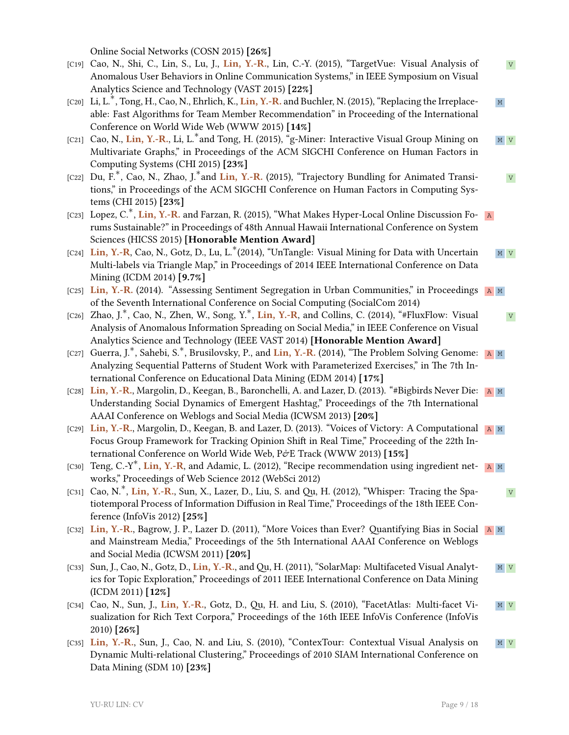Online Social Networks (COSN 2015) **[26%]**

- [C19] Cao, N., Shi, C., Lin, S., Lu, J., **Lin, Y.-R.**, Lin, C.-Y. (2015), "TargetVue: Visual Analysis of Anomalous User Behaviors in Online Communication Systems," in IEEE Symposium on Visual Analytics Science and Technology (VAST 2015) **[22%]** `V`
- [C20] Li, L.*, Tong, H., Cao, N., Ehrlich, K., **Lin, Y.-R.** and Buchler, N. (2015), "Replacing the Irreplaceable: Fast Algorithms for Team Member Recommendation" in Proceeding of the International Conference on World Wide Web (WWW 2015) **[14%]** `M`
- [C21] Cao, N., **Lin, Y.-R.**, Li, L.*and Tong, H. (2015), "g-Miner: Interactive Visual Group Mining on Multivariate Graphs," in Proceedings of the ACM SIGCHI Conference on Human Factors in Computing Systems (CHI 2015) **[23%]** `M` `V`
- [C22] Du, F.*, Cao, N., Zhao, J.*and **Lin, Y.-R.** (2015), "Trajectory Bundling for Animated Transitions," in Proceedings of the ACM SIGCHI Conference on Human Factors in Computing Systems (CHI 2015) **[23%]** `V`
- [C23] Lopez, C.*, **Lin, Y.-R.** and Farzan, R. (2015), "What Makes Hyper-Local Online Discussion Forums Sustainable?" in Proceedings of 48th Annual Hawaii International Conference on System Sciences (HICSS 2015) **[Honorable Mention Award]** `A`
- [C24] **Lin, Y.-R**, Cao, N., Gotz, D., Lu, L.*(2014), "UnTangle: Visual Mining for Data with Uncertain Multi-labels via Triangle Map," in Proceedings of 2014 IEEE International Conference on Data Mining (ICDM 2014) **[9.7%]** `M` `V`
- [C25] **Lin, Y.-R.** (2014). "Assessing Sentiment Segregation in Urban Communities," in Proceedings of the Seventh International Conference on Social Computing (SocialCom 2014) `A` `M`
- [C26] Zhao, J.*, Cao, N., Zhen, W., Song, Y.*, **Lin, Y.-R**, and Collins, C. (2014), "#FluxFlow: Visual Analysis of Anomalous Information Spreading on Social Media," in IEEE Conference on Visual Analytics Science and Technology (IEEE VAST 2014) **[Honorable Mention Award]** `V`
- [C27] Guerra, J.*, Sahebi, S.*, Brusilovsky, P., and **Lin, Y.-R.** (2014), "The Problem Solving Genome: Analyzing Sequential Patterns of Student Work with Parameterized Exercises," in The 7th International Conference on Educational Data Mining (EDM 2014) **[17%]** `A` `M`
- [C28] **Lin, Y.-R.**, Margolin, D., Keegan, B., Baronchelli, A. and Lazer, D. (2013). "#Bigbirds Never Die: Understanding Social Dynamics of Emergent Hashtag," Proceedings of the 7th International AAAI Conference on Weblogs and Social Media (ICWSM 2013) **[20%]** `A` `M`
- [C29] **Lin, Y.-R.**, Margolin, D., Keegan, B. and Lazer, D. (2013). "Voices of Victory: A Computational Focus Group Framework for Tracking Opinion Shift in Real Time," Proceeding of the 22th International Conference on World Wide Web, P&E Track (WWW 2013) **[15%]** `A` `M`
- [C30] Teng, C.-Y*, **Lin, Y.-R**, and Adamic, L. (2012), "Recipe recommendation using ingredient networks," Proceedings of Web Science 2012 (WebSci 2012) `A` `M`
- [C31] Cao, N.*, **Lin, Y.-R.**, Sun, X., Lazer, D., Liu, S. and Qu, H. (2012), "Whisper: Tracing the Spatiotemporal Process of Information Diffusion in Real Time," Proceedings of the 18th IEEE Conference (InfoVis 2012) **[25%]** `V`
- [C32] **Lin, Y.-R.**, Bagrow, J. P., Lazer D. (2011), "More Voices than Ever? Quantifying Bias in Social and Mainstream Media," Proceedings of the 5th International AAAI Conference on Weblogs and Social Media (ICWSM 2011) **[20%]** `A` `M`
- [C33] Sun, J., Cao, N., Gotz, D., **Lin, Y.-R.**, and Qu, H. (2011), "SolarMap: Multifaceted Visual Analytics for Topic Exploration," Proceedings of 2011 IEEE International Conference on Data Mining (ICDM 2011) **[12%]** `M` `V`
- [C34] Cao, N., Sun, J., **Lin, Y.-R.**, Gotz, D., Qu, H. and Liu, S. (2010), "FacetAtlas: Multi-facet Visualization for Rich Text Corpora," Proceedings of the 16th IEEE InfoVis Conference (InfoVis 2010) **[26%]** `M` `V`
- [C35] **Lin, Y.-R.**, Sun, J., Cao, N. and Liu, S. (2010), "ContexTour: Contextual Visual Analysis on Dynamic Multi-relational Clustering," Proceedings of 2010 SIAM International Conference on Data Mining (SDM 10) **[23%]** `M` `V`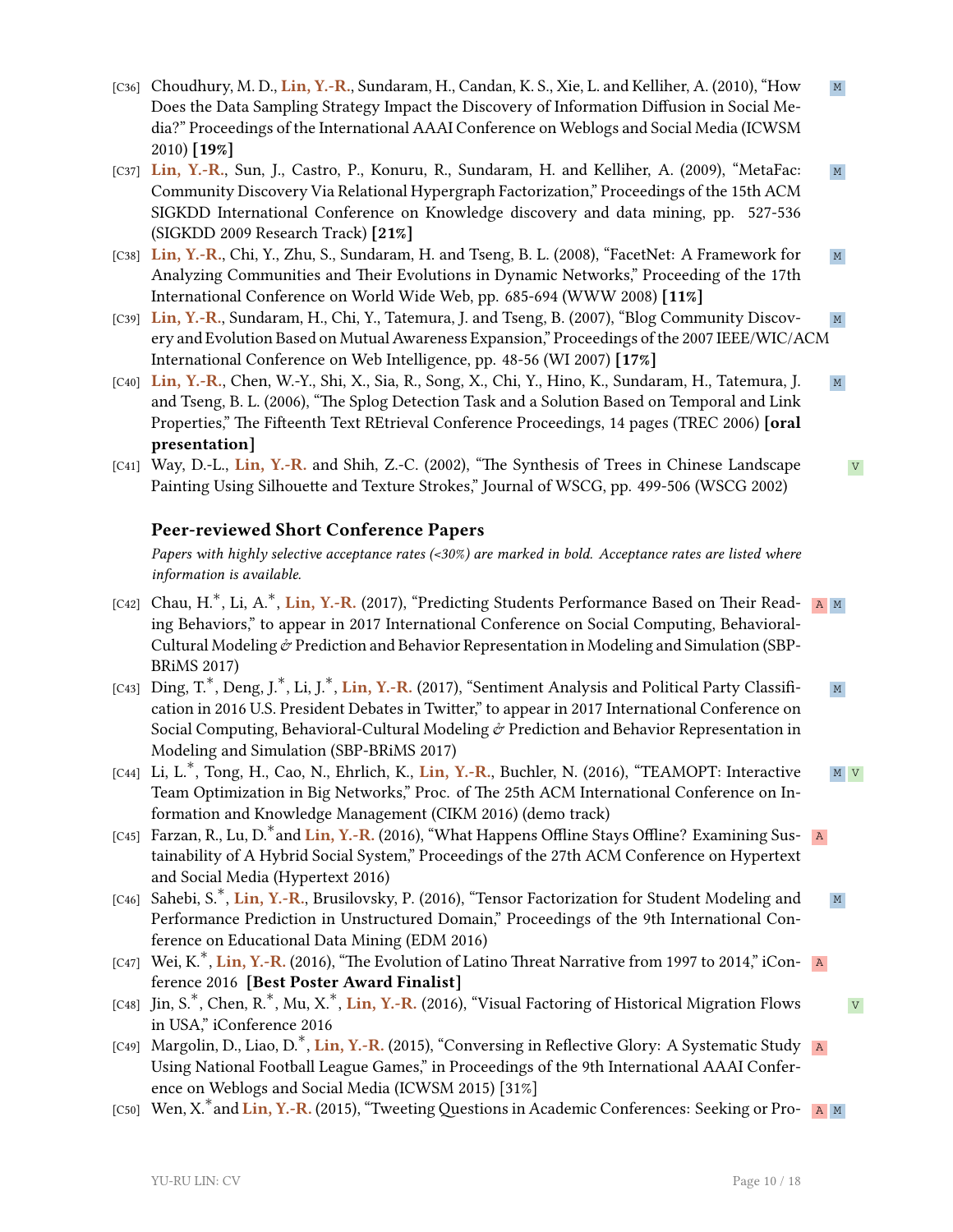[C36] Choudhury, M. D., **Lin, Y.-R.**, Sundaram, H., Candan, K. S., Xie, L. and Kelliher, A. (2010), "How Does the Data Sampling Strategy Impact the Discovery of Information Diffusion in Social Media?" Proceedings of the International AAAI Conference on Weblogs and Social Media (ICWSM 2010) **[19%]** M

[C37] **Lin, Y.-R.**, Sun, J., Castro, P., Konuru, R., Sundaram, H. and Kelliher, A. (2009), "MetaFac: Community Discovery Via Relational Hypergraph Factorization," Proceedings of the 15th ACM SIGKDD International Conference on Knowledge discovery and data mining, pp. 527-536 (SIGKDD 2009 Research Track) **[21%]** M

[C38] **Lin, Y.-R.**, Chi, Y., Zhu, S., Sundaram, H. and Tseng, B. L. (2008), "FacetNet: A Framework for Analyzing Communities and Their Evolutions in Dynamic Networks," Proceeding of the 17th International Conference on World Wide Web, pp. 685-694 (WWW 2008) **[11%]** M

[C39] **Lin, Y.-R.**, Sundaram, H., Chi, Y., Tatemura, J. and Tseng, B. (2007), "Blog Community Discovery and Evolution Based on Mutual Awareness Expansion," Proceedings of the 2007 IEEE/WIC/ACM International Conference on Web Intelligence, pp. 48-56 (WI 2007) **[17%]** M

[C40] **Lin, Y.-R.**, Chen, W.-Y., Shi, X., Sia, R., Song, X., Chi, Y., Hino, K., Sundaram, H., Tatemura, J. and Tseng, B. L. (2006), "The Splog Detection Task and a Solution Based on Temporal and Link Properties," The Fifteenth Text REtrieval Conference Proceedings, 14 pages (TREC 2006) **[oral presentation]** M

[C41] Way, D.-L., **Lin, Y.-R.** and Shih, Z.-C. (2002), "The Synthesis of Trees in Chinese Landscape Painting Using Silhouette and Texture Strokes," Journal of WSCG, pp. 499-506 (WSCG 2002) V

## Peer-reviewed Short Conference Papers

*Papers with highly selective acceptance rates (<30%) are marked in bold. Acceptance rates are listed where information is available.*

[C42] Chau, H.*, Li, A.*, **Lin, Y.-R.** (2017), "Predicting Students Performance Based on Their Reading Behaviors," to appear in 2017 International Conference on Social Computing, Behavioral-Cultural Modeling & Prediction and Behavior Representation in Modeling and Simulation (SBP-BRiMS 2017) A M

[C43] Ding, T.*, Deng, J.*, Li, J.*, **Lin, Y.-R.** (2017), "Sentiment Analysis and Political Party Classification in 2016 U.S. President Debates in Twitter," to appear in 2017 International Conference on Social Computing, Behavioral-Cultural Modeling & Prediction and Behavior Representation in Modeling and Simulation (SBP-BRiMS 2017) M

[C44] Li, L.*, Tong, H., Cao, N., Ehrlich, K., **Lin, Y.-R.**, Buchler, N. (2016), "TEAMOPT: Interactive Team Optimization in Big Networks," Proc. of The 25th ACM International Conference on Information and Knowledge Management (CIKM 2016) (demo track) M V

[C45] Farzan, R., Lu, D.*and **Lin, Y.-R.** (2016), "What Happens Offline Stays Offline? Examining Sustainability of A Hybrid Social System," Proceedings of the 27th ACM Conference on Hypertext and Social Media (Hypertext 2016) A

[C46] Sahebi, S.*, **Lin, Y.-R.**, Brusilovsky, P. (2016), "Tensor Factorization for Student Modeling and Performance Prediction in Unstructured Domain," Proceedings of the 9th International Conference on Educational Data Mining (EDM 2016) M

[C47] Wei, K.*, **Lin, Y.-R.** (2016), "The Evolution of Latino Threat Narrative from 1997 to 2014," iConference 2016 **[Best Poster Award Finalist]** A

[C48] Jin, S.*, Chen, R.*, Mu, X.*, **Lin, Y.-R.** (2016), "Visual Factoring of Historical Migration Flows in USA," iConference 2016 V

[C49] Margolin, D., Liao, D.*, **Lin, Y.-R.** (2015), "Conversing in Reflective Glory: A Systematic Study Using National Football League Games," in Proceedings of the 9th International AAAI Conference on Weblogs and Social Media (ICWSM 2015) [31%] A

[C50] Wen, X.*and **Lin, Y.-R.** (2015), "Tweeting Questions in Academic Conferences: Seeking or Pro- A M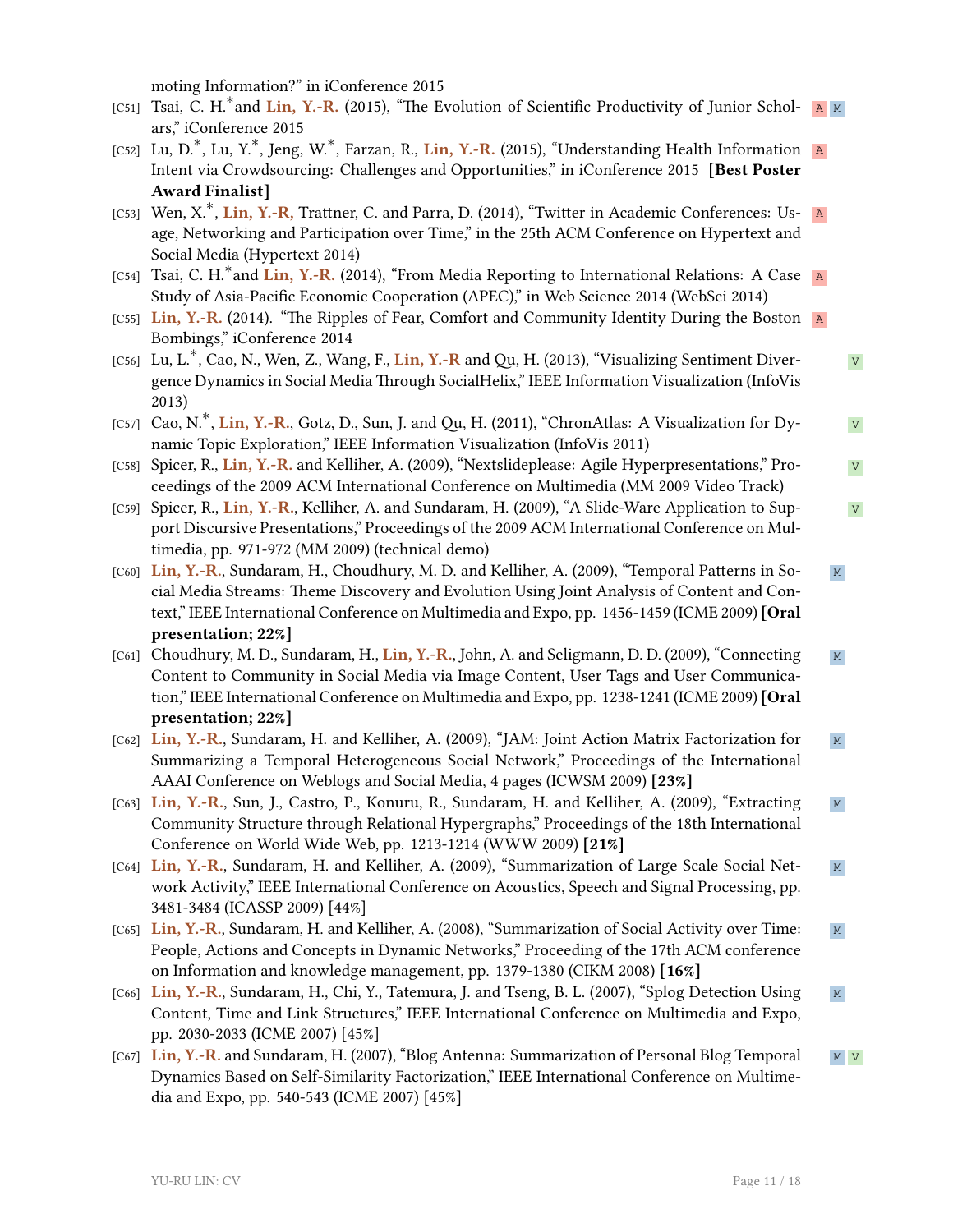moting Information?" in iConference 2015

- [C51] Tsai, C. H.* and **Lin, Y.-R.** (2015), "The Evolution of Scientific Productivity of Junior Scholars," iConference 2015 `A` `M`
- [C52] Lu, D.*, Lu, Y.*, Jeng, W.*, Farzan, R., **Lin, Y.-R.** (2015), "Understanding Health Information Intent via Crowdsourcing: Challenges and Opportunities," in iConference 2015 **[Best Poster Award Finalist]** `A`
- [C53] Wen, X.*, **Lin, Y.-R,** Trattner, C. and Parra, D. (2014), "Twitter in Academic Conferences: Usage, Networking and Participation over Time," in the 25th ACM Conference on Hypertext and Social Media (Hypertext 2014) `A`
- [C54] Tsai, C. H.* and **Lin, Y.-R.** (2014), "From Media Reporting to International Relations: A Case Study of Asia-Pacific Economic Cooperation (APEC)," in Web Science 2014 (WebSci 2014) `A`
- [C55] **Lin, Y.-R.** (2014). "The Ripples of Fear, Comfort and Community Identity During the Boston Bombings," iConference 2014 `A`
- [C56] Lu, L.*, Cao, N., Wen, Z., Wang, F., **Lin, Y.-R** and Qu, H. (2013), "Visualizing Sentiment Divergence Dynamics in Social Media Through SocialHelix," IEEE Information Visualization (InfoVis 2013) `V`
- [C57] Cao, N.*, **Lin, Y.-R.**, Gotz, D., Sun, J. and Qu, H. (2011), "ChronAtlas: A Visualization for Dynamic Topic Exploration," IEEE Information Visualization (InfoVis 2011) `V`
- [C58] Spicer, R., **Lin, Y.-R.** and Kelliher, A. (2009), "Nextslideplease: Agile Hyperpresentations," Proceedings of the 2009 ACM International Conference on Multimedia (MM 2009 Video Track) `V`
- [C59] Spicer, R., **Lin, Y.-R.**, Kelliher, A. and Sundaram, H. (2009), "A Slide-Ware Application to Support Discursive Presentations," Proceedings of the 2009 ACM International Conference on Multimedia, pp. 971-972 (MM 2009) (technical demo) `V`
- [C60] **Lin, Y.-R.**, Sundaram, H., Choudhury, M. D. and Kelliher, A. (2009), "Temporal Patterns in Social Media Streams: Theme Discovery and Evolution Using Joint Analysis of Content and Context," IEEE International Conference on Multimedia and Expo, pp. 1456-1459 (ICME 2009) **[Oral presentation; 22%]** `M`
- [C61] Choudhury, M. D., Sundaram, H., **Lin, Y.-R.**, John, A. and Seligmann, D. D. (2009), "Connecting Content to Community in Social Media via Image Content, User Tags and User Communication," IEEE International Conference on Multimedia and Expo, pp. 1238-1241 (ICME 2009) **[Oral presentation; 22%]** `M`
- [C62] **Lin, Y.-R.**, Sundaram, H. and Kelliher, A. (2009), "JAM: Joint Action Matrix Factorization for Summarizing a Temporal Heterogeneous Social Network," Proceedings of the International AAAI Conference on Weblogs and Social Media, 4 pages (ICWSM 2009) **[23%]** `M`
- [C63] **Lin, Y.-R.**, Sun, J., Castro, P., Konuru, R., Sundaram, H. and Kelliher, A. (2009), "Extracting Community Structure through Relational Hypergraphs," Proceedings of the 18th International Conference on World Wide Web, pp. 1213-1214 (WWW 2009) **[21%]** `M`
- [C64] **Lin, Y.-R.**, Sundaram, H. and Kelliher, A. (2009), "Summarization of Large Scale Social Network Activity," IEEE International Conference on Acoustics, Speech and Signal Processing, pp. 3481-3484 (ICASSP 2009) [44%] `M`
- [C65] **Lin, Y.-R.**, Sundaram, H. and Kelliher, A. (2008), "Summarization of Social Activity over Time: People, Actions and Concepts in Dynamic Networks," Proceeding of the 17th ACM conference on Information and knowledge management, pp. 1379-1380 (CIKM 2008) **[16%]** `M`
- [C66] **Lin, Y.-R.**, Sundaram, H., Chi, Y., Tatemura, J. and Tseng, B. L. (2007), "Splog Detection Using Content, Time and Link Structures," IEEE International Conference on Multimedia and Expo, pp. 2030-2033 (ICME 2007) [45%] `M`
- [C67] **Lin, Y.-R.** and Sundaram, H. (2007), "Blog Antenna: Summarization of Personal Blog Temporal Dynamics Based on Self-Similarity Factorization," IEEE International Conference on Multimedia and Expo, pp. 540-543 (ICME 2007) [45%] `M` `V`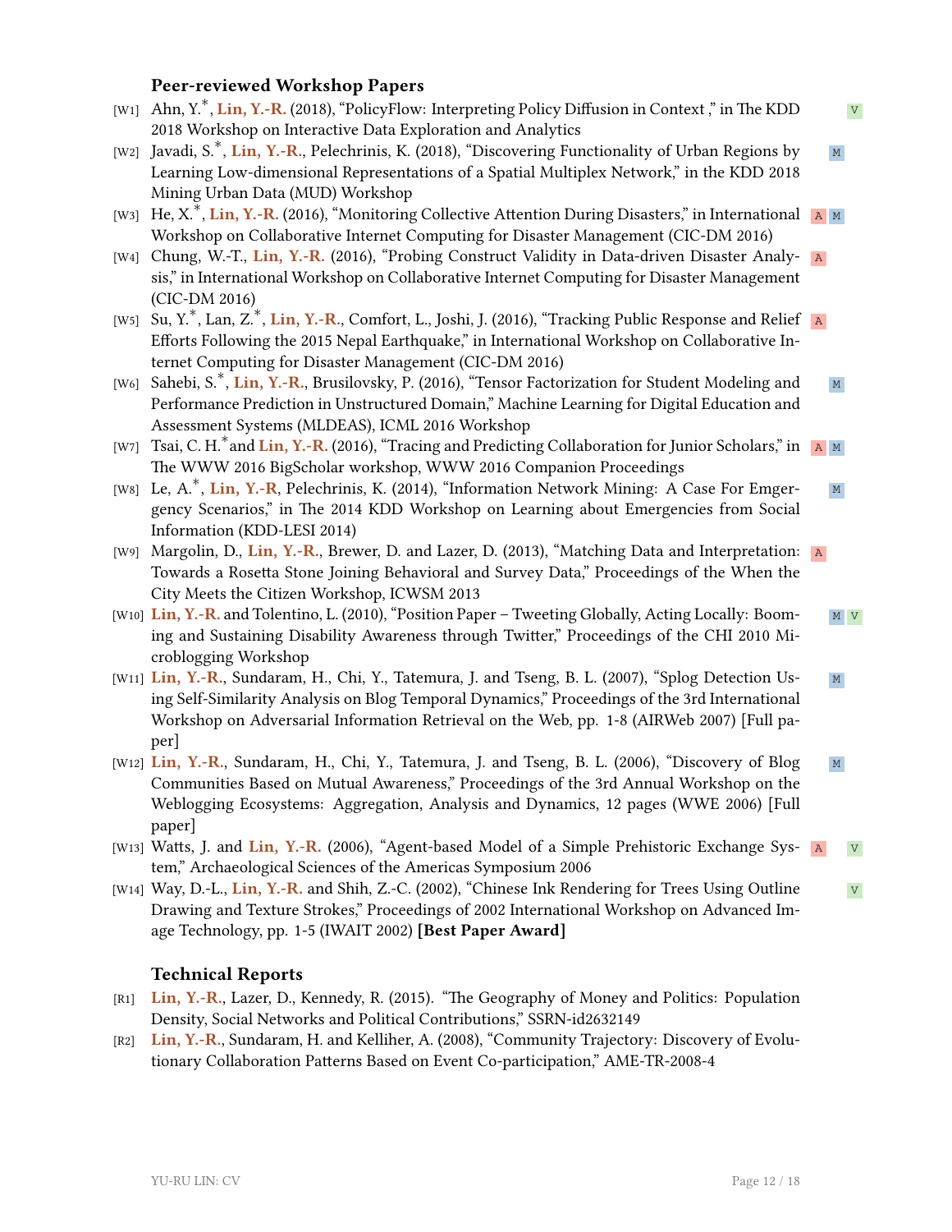### Peer-reviewed Workshop Papers

[W1] Ahn, Y.*, **Lin, Y.-R.** (2018), "PolicyFlow: Interpreting Policy Diffusion in Context ," in The KDD 2018 Workshop on Interactive Data Exploration and Analytics V

[W2] Javadi, S.*, **Lin, Y.-R.**, Pelechrinis, K. (2018), "Discovering Functionality of Urban Regions by Learning Low-dimensional Representations of a Spatial Multiplex Network," in the KDD 2018 Mining Urban Data (MUD) Workshop M

[W3] He, X.*, **Lin, Y.-R.** (2016), "Monitoring Collective Attention During Disasters," in International Workshop on Collaborative Internet Computing for Disaster Management (CIC-DM 2016) A M

[W4] Chung, W.-T., **Lin, Y.-R.** (2016), "Probing Construct Validity in Data-driven Disaster Analysis," in International Workshop on Collaborative Internet Computing for Disaster Management (CIC-DM 2016) A

[W5] Su, Y.*, Lan, Z.*, **Lin, Y.-R.**, Comfort, L., Joshi, J. (2016), "Tracking Public Response and Relief Efforts Following the 2015 Nepal Earthquake," in International Workshop on Collaborative Internet Computing for Disaster Management (CIC-DM 2016) A

[W6] Sahebi, S.*, **Lin, Y.-R.**, Brusilovsky, P. (2016), "Tensor Factorization for Student Modeling and Performance Prediction in Unstructured Domain," Machine Learning for Digital Education and Assessment Systems (MLDEAS), ICML 2016 Workshop M

[W7] Tsai, C. H.*and **Lin, Y.-R.** (2016), "Tracing and Predicting Collaboration for Junior Scholars," in The WWW 2016 BigScholar workshop, WWW 2016 Companion Proceedings A M

[W8] Le, A.*, **Lin, Y.-R**, Pelechrinis, K. (2014), "Information Network Mining: A Case For Emgergency Scenarios," in The 2014 KDD Workshop on Learning about Emergencies from Social Information (KDD-LESI 2014) M

[W9] Margolin, D., **Lin, Y.-R.**, Brewer, D. and Lazer, D. (2013), "Matching Data and Interpretation: Towards a Rosetta Stone Joining Behavioral and Survey Data," Proceedings of the When the City Meets the Citizen Workshop, ICWSM 2013 A

[W10] **Lin, Y.-R.** and Tolentino, L. (2010), "Position Paper – Tweeting Globally, Acting Locally: Booming and Sustaining Disability Awareness through Twitter," Proceedings of the CHI 2010 Microblogging Workshop M V

[W11] **Lin, Y.-R.**, Sundaram, H., Chi, Y., Tatemura, J. and Tseng, B. L. (2007), "Splog Detection Using Self-Similarity Analysis on Blog Temporal Dynamics," Proceedings of the 3rd International Workshop on Adversarial Information Retrieval on the Web, pp. 1-8 (AIRWeb 2007) [Full paper] M

[W12] **Lin, Y.-R.**, Sundaram, H., Chi, Y., Tatemura, J. and Tseng, B. L. (2006), "Discovery of Blog Communities Based on Mutual Awareness," Proceedings of the 3rd Annual Workshop on the Weblogging Ecosystems: Aggregation, Analysis and Dynamics, 12 pages (WWE 2006) [Full paper] M

[W13] Watts, J. and **Lin, Y.-R.** (2006), "Agent-based Model of a Simple Prehistoric Exchange System," Archaeological Sciences of the Americas Symposium 2006 A V

[W14] Way, D.-L., **Lin, Y.-R.** and Shih, Z.-C. (2002), "Chinese Ink Rendering for Trees Using Outline Drawing and Texture Strokes," Proceedings of 2002 International Workshop on Advanced Image Technology, pp. 1-5 (IWAIT 2002) **[Best Paper Award]** V

### Technical Reports

[R1] **Lin, Y.-R.**, Lazer, D., Kennedy, R. (2015). "The Geography of Money and Politics: Population Density, Social Networks and Political Contributions," SSRN-id2632149

[R2] **Lin, Y.-R.**, Sundaram, H. and Kelliher, A. (2008), "Community Trajectory: Discovery of Evolutionary Collaboration Patterns Based on Event Co-participation," AME-TR-2008-4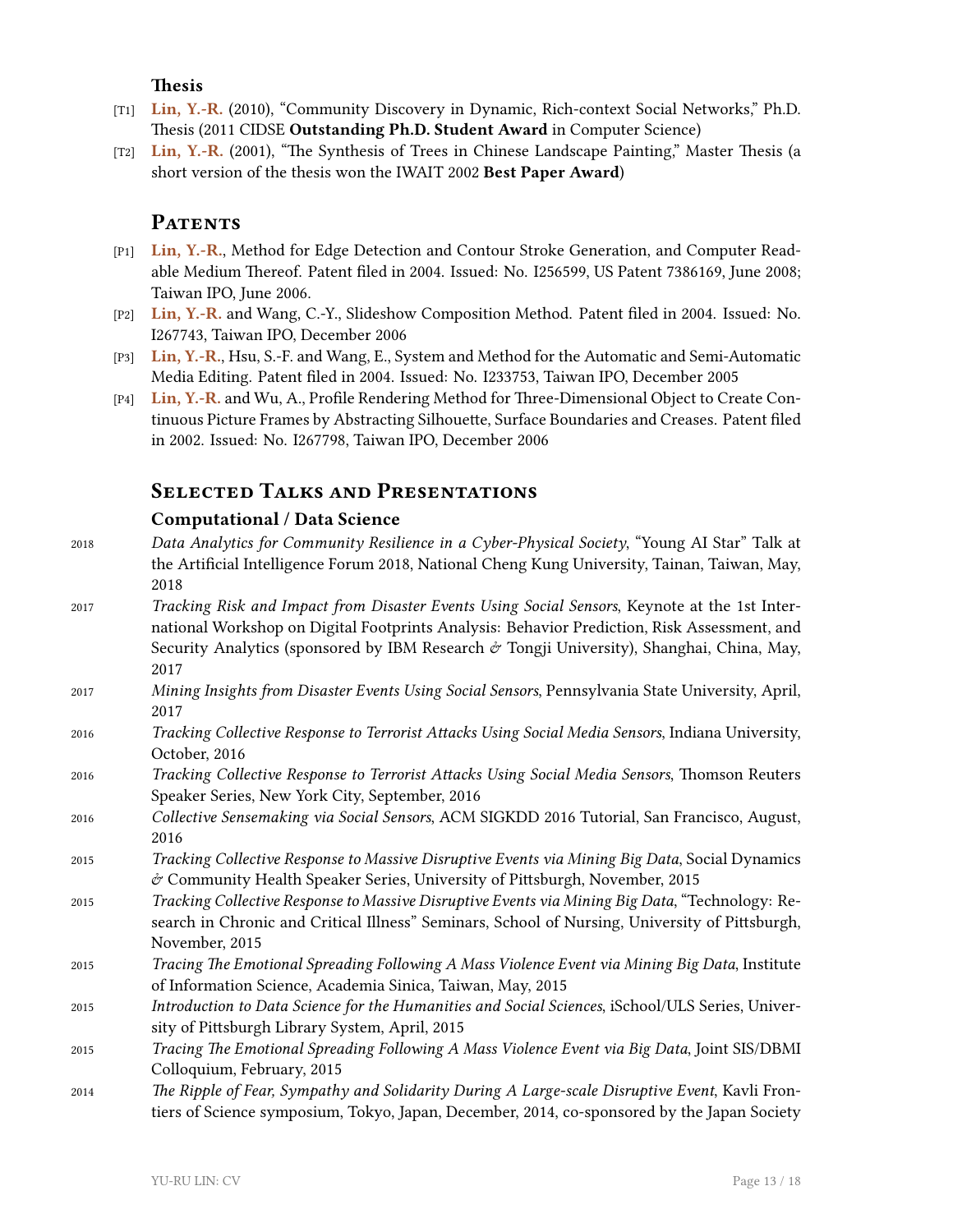### Thesis

- [T1] **Lin, Y.-R.** (2010), "Community Discovery in Dynamic, Rich-context Social Networks," Ph.D. Thesis (2011 CIDSE **Outstanding Ph.D. Student Award** in Computer Science)
- [T2] **Lin, Y.-R.** (2001), "The Synthesis of Trees in Chinese Landscape Painting," Master Thesis (a short version of the thesis won the IWAIT 2002 **Best Paper Award**)

## Patents

- [P1] **Lin, Y.-R.**, Method for Edge Detection and Contour Stroke Generation, and Computer Readable Medium Thereof. Patent filed in 2004. Issued: No. I256599, US Patent 7386169, June 2008; Taiwan IPO, June 2006.
- [P2] **Lin, Y.-R.** and Wang, C.-Y., Slideshow Composition Method. Patent filed in 2004. Issued: No. I267743, Taiwan IPO, December 2006
- [P3] **Lin, Y.-R.**, Hsu, S.-F. and Wang, E., System and Method for the Automatic and Semi-Automatic Media Editing. Patent filed in 2004. Issued: No. I233753, Taiwan IPO, December 2005
- [P4] **Lin, Y.-R.** and Wu, A., Profile Rendering Method for Three-Dimensional Object to Create Continuous Picture Frames by Abstracting Silhouette, Surface Boundaries and Creases. Patent filed in 2002. Issued: No. I267798, Taiwan IPO, December 2006

## Selected Talks and Presentations

### Computational / Data Science

- 2018 — *Data Analytics for Community Resilience in a Cyber-Physical Society*, "Young AI Star" Talk at the Artificial Intelligence Forum 2018, National Cheng Kung University, Tainan, Taiwan, May, 2018
- 2017 — *Tracking Risk and Impact from Disaster Events Using Social Sensors*, Keynote at the 1st International Workshop on Digital Footprints Analysis: Behavior Prediction, Risk Assessment, and Security Analytics (sponsored by IBM Research & Tongji University), Shanghai, China, May, 2017
- 2017 — *Mining Insights from Disaster Events Using Social Sensors*, Pennsylvania State University, April, 2017
- 2016 — *Tracking Collective Response to Terrorist Attacks Using Social Media Sensors*, Indiana University, October, 2016
- 2016 — *Tracking Collective Response to Terrorist Attacks Using Social Media Sensors*, Thomson Reuters Speaker Series, New York City, September, 2016
- 2016 — *Collective Sensemaking via Social Sensors*, ACM SIGKDD 2016 Tutorial, San Francisco, August, 2016
- 2015 — *Tracking Collective Response to Massive Disruptive Events via Mining Big Data*, Social Dynamics & Community Health Speaker Series, University of Pittsburgh, November, 2015
- 2015 — *Tracking Collective Response to Massive Disruptive Events via Mining Big Data*, "Technology: Research in Chronic and Critical Illness" Seminars, School of Nursing, University of Pittsburgh, November, 2015
- 2015 — *Tracing The Emotional Spreading Following A Mass Violence Event via Mining Big Data*, Institute of Information Science, Academia Sinica, Taiwan, May, 2015
- 2015 — *Introduction to Data Science for the Humanities and Social Sciences*, iSchool/ULS Series, University of Pittsburgh Library System, April, 2015
- 2015 — *Tracing The Emotional Spreading Following A Mass Violence Event via Big Data*, Joint SIS/DBMI Colloquium, February, 2015
- 2014 — *The Ripple of Fear, Sympathy and Solidarity During A Large-scale Disruptive Event*, Kavli Frontiers of Science symposium, Tokyo, Japan, December, 2014, co-sponsored by the Japan Society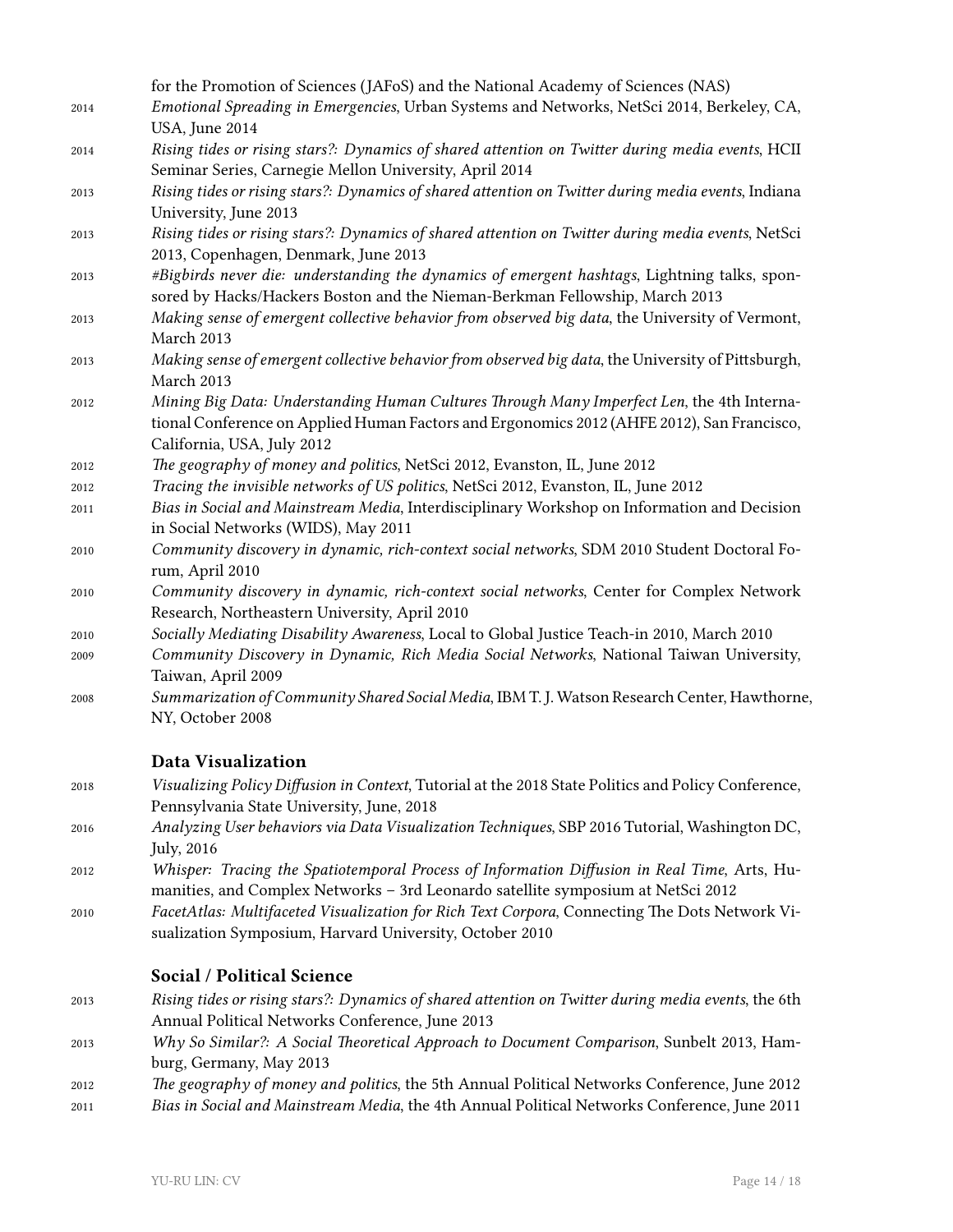for the Promotion of Sciences (JAFoS) and the National Academy of Sciences (NAS)

2014 *Emotional Spreading in Emergencies*, Urban Systems and Networks, NetSci 2014, Berkeley, CA, USA, June 2014

2014 *Rising tides or rising stars?: Dynamics of shared attention on Twitter during media events*, HCII Seminar Series, Carnegie Mellon University, April 2014

2013 *Rising tides or rising stars?: Dynamics of shared attention on Twitter during media events*, Indiana University, June 2013

2013 *Rising tides or rising stars?: Dynamics of shared attention on Twitter during media events*, NetSci 2013, Copenhagen, Denmark, June 2013

2013 *#Bigbirds never die: understanding the dynamics of emergent hashtags*, Lightning talks, sponsored by Hacks/Hackers Boston and the Nieman-Berkman Fellowship, March 2013

2013 *Making sense of emergent collective behavior from observed big data*, the University of Vermont, March 2013

2013 *Making sense of emergent collective behavior from observed big data*, the University of Pittsburgh, March 2013

2012 *Mining Big Data: Understanding Human Cultures Through Many Imperfect Len*, the 4th International Conference on Applied Human Factors and Ergonomics 2012 (AHFE 2012), San Francisco, California, USA, July 2012

2012 *The geography of money and politics*, NetSci 2012, Evanston, IL, June 2012

2012 *Tracing the invisible networks of US politics*, NetSci 2012, Evanston, IL, June 2012

2011 *Bias in Social and Mainstream Media*, Interdisciplinary Workshop on Information and Decision in Social Networks (WIDS), May 2011

2010 *Community discovery in dynamic, rich-context social networks*, SDM 2010 Student Doctoral Forum, April 2010

2010 *Community discovery in dynamic, rich-context social networks*, Center for Complex Network Research, Northeastern University, April 2010

2010 *Socially Mediating Disability Awareness*, Local to Global Justice Teach-in 2010, March 2010

2009 *Community Discovery in Dynamic, Rich Media Social Networks*, National Taiwan University, Taiwan, April 2009

2008 *Summarization of Community Shared Social Media*, IBM T. J. Watson Research Center, Hawthorne, NY, October 2008

### Data Visualization

2018 *Visualizing Policy Diffusion in Context*, Tutorial at the 2018 State Politics and Policy Conference, Pennsylvania State University, June, 2018

2016 *Analyzing User behaviors via Data Visualization Techniques*, SBP 2016 Tutorial, Washington DC, July, 2016

2012 *Whisper: Tracing the Spatiotemporal Process of Information Diffusion in Real Time*, Arts, Humanities, and Complex Networks – 3rd Leonardo satellite symposium at NetSci 2012

2010 *FacetAtlas: Multifaceted Visualization for Rich Text Corpora*, Connecting The Dots Network Visualization Symposium, Harvard University, October 2010

### Social / Political Science

2013 *Rising tides or rising stars?: Dynamics of shared attention on Twitter during media events*, the 6th Annual Political Networks Conference, June 2013

2013 *Why So Similar?: A Social Theoretical Approach to Document Comparison*, Sunbelt 2013, Hamburg, Germany, May 2013

2012 *The geography of money and politics*, the 5th Annual Political Networks Conference, June 2012

2011 *Bias in Social and Mainstream Media*, the 4th Annual Political Networks Conference, June 2011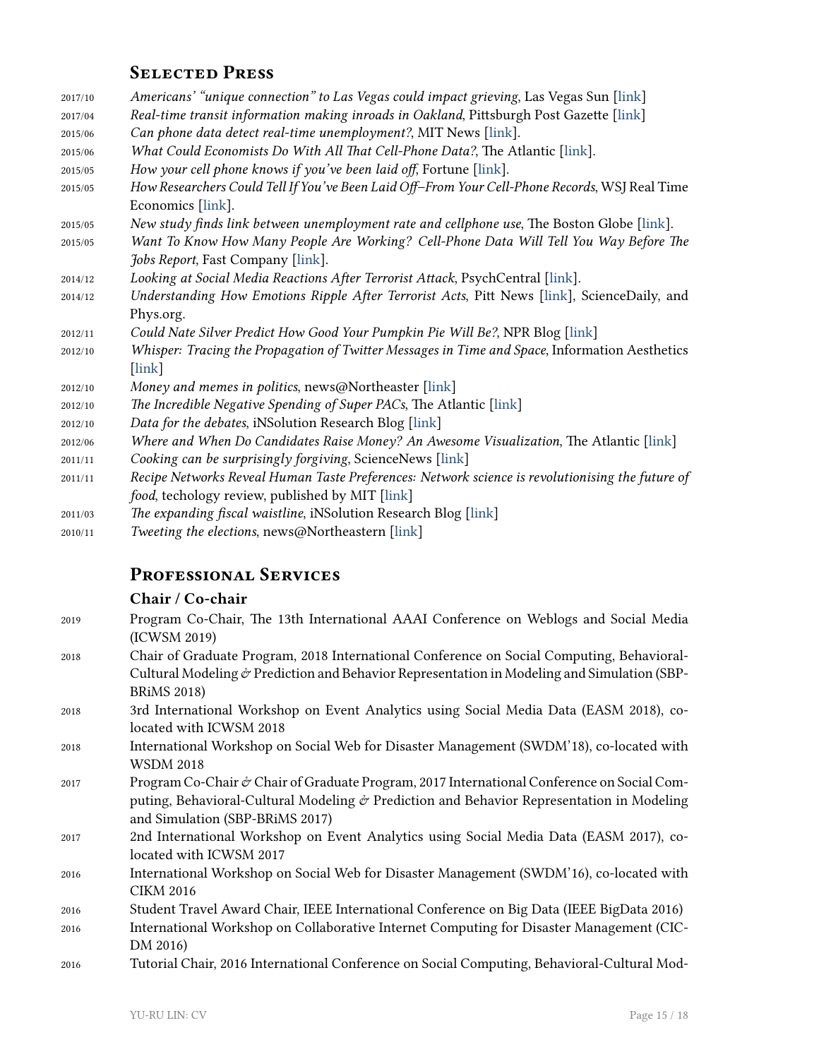## Selected Press

- 2017/10 *Americans' "unique connection" to Las Vegas could impact grieving*, Las Vegas Sun [link]
- 2017/04 *Real-time transit information making inroads in Oakland*, Pittsburgh Post Gazette [link]
- 2015/06 *Can phone data detect real-time unemployment?*, MIT News [link].
- 2015/06 *What Could Economists Do With All That Cell-Phone Data?*, The Atlantic [link].
- 2015/05 *How your cell phone knows if you've been laid off*, Fortune [link].
- 2015/05 *How Researchers Could Tell If You've Been Laid Off–From Your Cell-Phone Records*, WSJ Real Time Economics [link].
- 2015/05 *New study finds link between unemployment rate and cellphone use*, The Boston Globe [link].
- 2015/05 *Want To Know How Many People Are Working? Cell-Phone Data Will Tell You Way Before The Jobs Report*, Fast Company [link].
- 2014/12 *Looking at Social Media Reactions After Terrorist Attack*, PsychCentral [link].
- 2014/12 *Understanding How Emotions Ripple After Terrorist Acts*, Pitt News [link], ScienceDaily, and Phys.org.
- 2012/11 *Could Nate Silver Predict How Good Your Pumpkin Pie Will Be?*, NPR Blog [link]
- 2012/10 *Whisper: Tracing the Propagation of Twitter Messages in Time and Space*, Information Aesthetics [link]
- 2012/10 *Money and memes in politics*, news@Northeaster [link]
- 2012/10 *The Incredible Negative Spending of Super PACs*, The Atlantic [link]
- 2012/10 *Data for the debates*, iNSolution Research Blog [link]
- 2012/06 *Where and When Do Candidates Raise Money? An Awesome Visualization*, The Atlantic [link]
- 2011/11 *Cooking can be surprisingly forgiving*, ScienceNews [link]
- 2011/11 *Recipe Networks Reveal Human Taste Preferences: Network science is revolutionising the future of food*, techology review, published by MIT [link]
- 2011/03 *The expanding fiscal waistline*, iNSolution Research Blog [link]
- 2010/11 *Tweeting the elections*, news@Northeastern [link]

## Professional Services

### Chair / Co-chair

- 2019 Program Co-Chair, The 13th International AAAI Conference on Weblogs and Social Media (ICWSM 2019)
- 2018 Chair of Graduate Program, 2018 International Conference on Social Computing, Behavioral-Cultural Modeling & Prediction and Behavior Representation in Modeling and Simulation (SBP-BRiMS 2018)
- 2018 3rd International Workshop on Event Analytics using Social Media Data (EASM 2018), co-located with ICWSM 2018
- 2018 International Workshop on Social Web for Disaster Management (SWDM'18), co-located with WSDM 2018
- 2017 Program Co-Chair & Chair of Graduate Program, 2017 International Conference on Social Computing, Behavioral-Cultural Modeling & Prediction and Behavior Representation in Modeling and Simulation (SBP-BRiMS 2017)
- 2017 2nd International Workshop on Event Analytics using Social Media Data (EASM 2017), co-located with ICWSM 2017
- 2016 International Workshop on Social Web for Disaster Management (SWDM'16), co-located with CIKM 2016
- 2016 Student Travel Award Chair, IEEE International Conference on Big Data (IEEE BigData 2016)
- 2016 International Workshop on Collaborative Internet Computing for Disaster Management (CIC-DM 2016)
- 2016 Tutorial Chair, 2016 International Conference on Social Computing, Behavioral-Cultural Mod-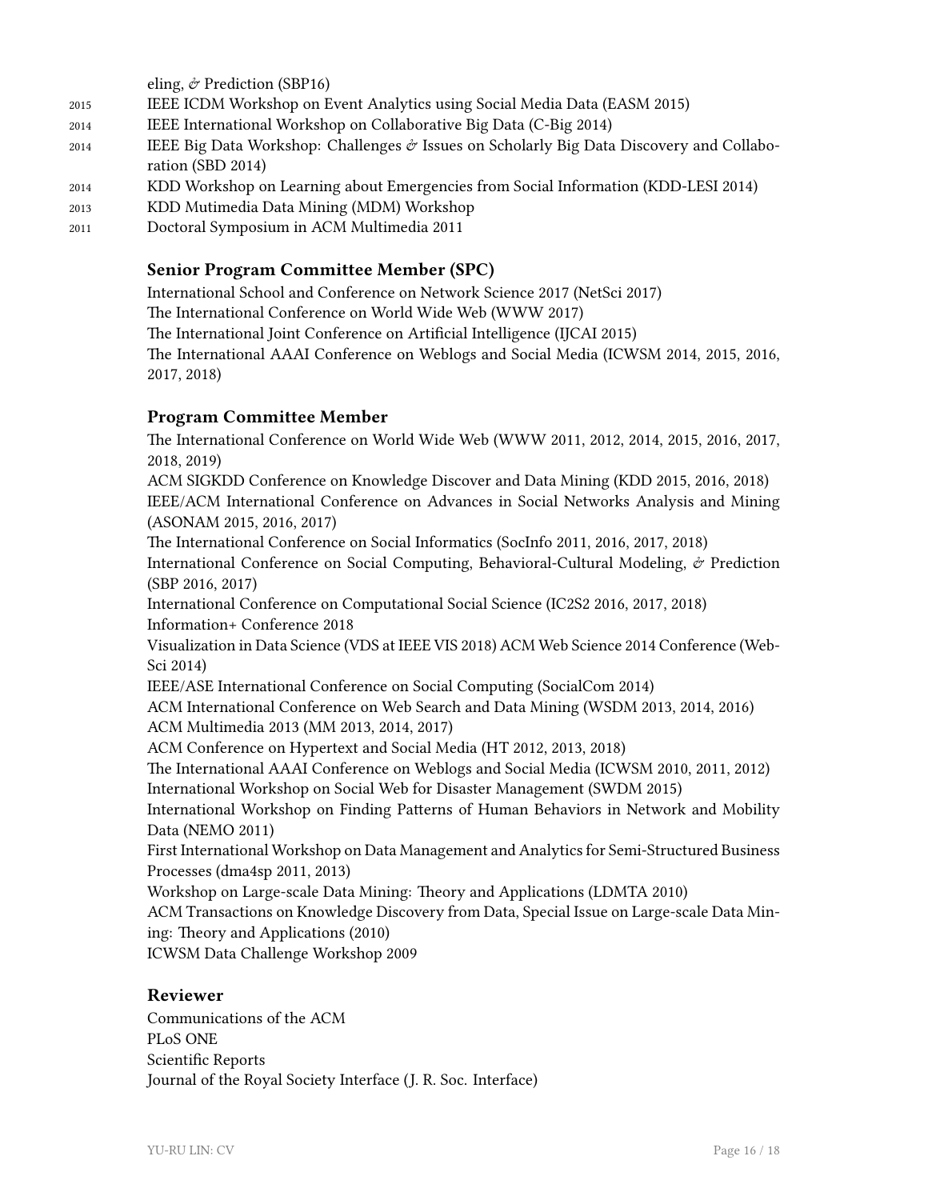eling, & Prediction (SBP16)

2015 IEEE ICDM Workshop on Event Analytics using Social Media Data (EASM 2015)

2014 IEEE International Workshop on Collaborative Big Data (C-Big 2014)

2014 IEEE Big Data Workshop: Challenges & Issues on Scholarly Big Data Discovery and Collaboration (SBD 2014)

2014 KDD Workshop on Learning about Emergencies from Social Information (KDD-LESI 2014)

2013 KDD Mutimedia Data Mining (MDM) Workshop

2011 Doctoral Symposium in ACM Multimedia 2011

### Senior Program Committee Member (SPC)

International School and Conference on Network Science 2017 (NetSci 2017)
The International Conference on World Wide Web (WWW 2017)
The International Joint Conference on Artificial Intelligence (IJCAI 2015)
The International AAAI Conference on Weblogs and Social Media (ICWSM 2014, 2015, 2016, 2017, 2018)

### Program Committee Member

The International Conference on World Wide Web (WWW 2011, 2012, 2014, 2015, 2016, 2017, 2018, 2019)
ACM SIGKDD Conference on Knowledge Discover and Data Mining (KDD 2015, 2016, 2018)
IEEE/ACM International Conference on Advances in Social Networks Analysis and Mining (ASONAM 2015, 2016, 2017)
The International Conference on Social Informatics (SocInfo 2011, 2016, 2017, 2018)
International Conference on Social Computing, Behavioral-Cultural Modeling, & Prediction (SBP 2016, 2017)
International Conference on Computational Social Science (IC2S2 2016, 2017, 2018)
Information+ Conference 2018
Visualization in Data Science (VDS at IEEE VIS 2018) ACM Web Science 2014 Conference (WebSci 2014)
IEEE/ASE International Conference on Social Computing (SocialCom 2014)
ACM International Conference on Web Search and Data Mining (WSDM 2013, 2014, 2016)
ACM Multimedia 2013 (MM 2013, 2014, 2017)
ACM Conference on Hypertext and Social Media (HT 2012, 2013, 2018)
The International AAAI Conference on Weblogs and Social Media (ICWSM 2010, 2011, 2012)
International Workshop on Social Web for Disaster Management (SWDM 2015)
International Workshop on Finding Patterns of Human Behaviors in Network and Mobility Data (NEMO 2011)
First International Workshop on Data Management and Analytics for Semi-Structured Business Processes (dma4sp 2011, 2013)
Workshop on Large-scale Data Mining: Theory and Applications (LDMTA 2010)
ACM Transactions on Knowledge Discovery from Data, Special Issue on Large-scale Data Mining: Theory and Applications (2010)
ICWSM Data Challenge Workshop 2009

### Reviewer

Communications of the ACM
PLoS ONE
Scientific Reports
Journal of the Royal Society Interface (J. R. Soc. Interface)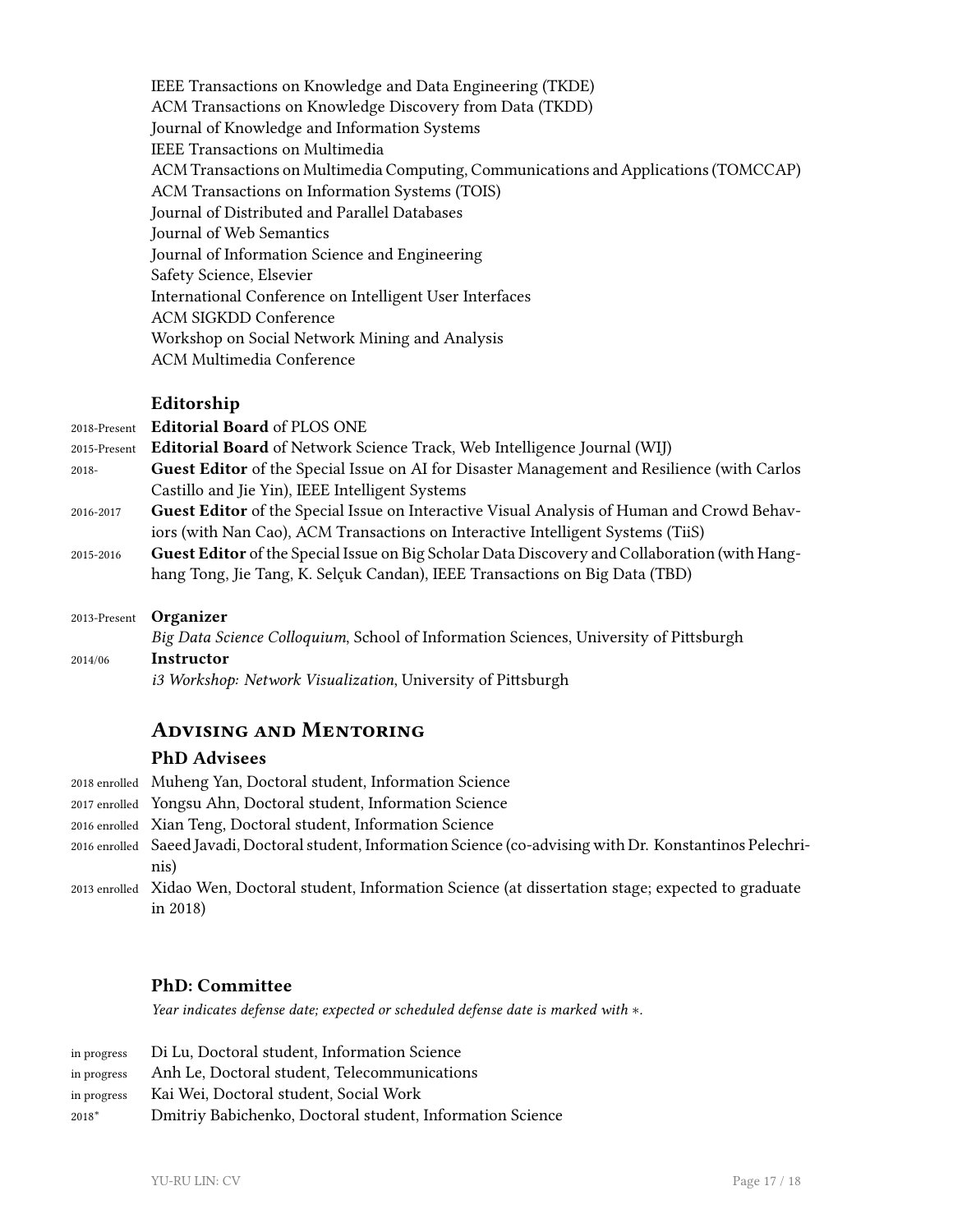IEEE Transactions on Knowledge and Data Engineering (TKDE)
ACM Transactions on Knowledge Discovery from Data (TKDD)
Journal of Knowledge and Information Systems
IEEE Transactions on Multimedia
ACM Transactions on Multimedia Computing, Communications and Applications (TOMCCAP)
ACM Transactions on Information Systems (TOIS)
Journal of Distributed and Parallel Databases
Journal of Web Semantics
Journal of Information Science and Engineering
Safety Science, Elsevier
International Conference on Intelligent User Interfaces
ACM SIGKDD Conference
Workshop on Social Network Mining and Analysis
ACM Multimedia Conference

### Editorship

2018-Present **Editorial Board** of PLOS ONE

2015-Present **Editorial Board** of Network Science Track, Web Intelligence Journal (WIJ)

2018- **Guest Editor** of the Special Issue on AI for Disaster Management and Resilience (with Carlos Castillo and Jie Yin), IEEE Intelligent Systems

2016-2017 **Guest Editor** of the Special Issue on Interactive Visual Analysis of Human and Crowd Behaviors (with Nan Cao), ACM Transactions on Interactive Intelligent Systems (TiiS)

2015-2016 **Guest Editor** of the Special Issue on Big Scholar Data Discovery and Collaboration (with Hanghang Tong, Jie Tang, K. Selçuk Candan), IEEE Transactions on Big Data (TBD)

2013-Present **Organizer**
*Big Data Science Colloquium*, School of Information Sciences, University of Pittsburgh

2014/06 **Instructor**
*i3 Workshop: Network Visualization*, University of Pittsburgh

## Advising and Mentoring

### PhD Advisees

2018 enrolled Muheng Yan, Doctoral student, Information Science

2017 enrolled Yongsu Ahn, Doctoral student, Information Science

2016 enrolled Xian Teng, Doctoral student, Information Science

2016 enrolled Saeed Javadi, Doctoral student, Information Science (co-advising with Dr. Konstantinos Pelechrinis)

2013 enrolled Xidao Wen, Doctoral student, Information Science (at dissertation stage; expected to graduate in 2018)

### PhD: Committee

*Year indicates defense date; expected or scheduled defense date is marked with ∗.*

in progress Di Lu, Doctoral student, Information Science

in progress Anh Le, Doctoral student, Telecommunications

in progress Kai Wei, Doctoral student, Social Work

2018* Dmitriy Babichenko, Doctoral student, Information Science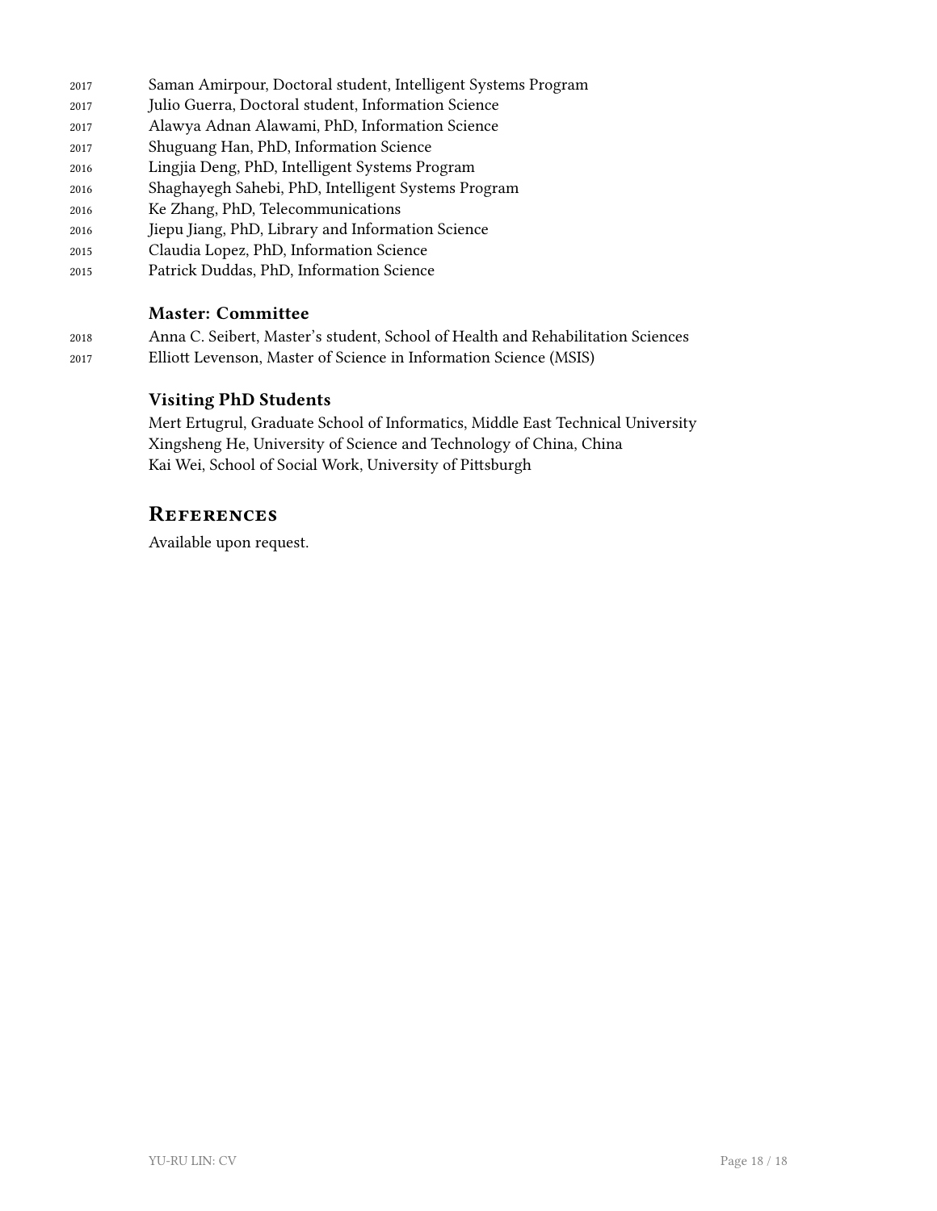2017 Saman Amirpour, Doctoral student, Intelligent Systems Program

2017 Julio Guerra, Doctoral student, Information Science

2017 Alawya Adnan Alawami, PhD, Information Science

2017 Shuguang Han, PhD, Information Science

2016 Lingjia Deng, PhD, Intelligent Systems Program

2016 Shaghayegh Sahebi, PhD, Intelligent Systems Program

2016 Ke Zhang, PhD, Telecommunications

2016 Jiepu Jiang, PhD, Library and Information Science

2015 Claudia Lopez, PhD, Information Science

2015 Patrick Duddas, PhD, Information Science

### Master: Committee

2018 Anna C. Seibert, Master's student, School of Health and Rehabilitation Sciences

2017 Elliott Levenson, Master of Science in Information Science (MSIS)

### Visiting PhD Students

Mert Ertugrul, Graduate School of Informatics, Middle East Technical University

Xingsheng He, University of Science and Technology of China, China

Kai Wei, School of Social Work, University of Pittsburgh

## References

Available upon request.